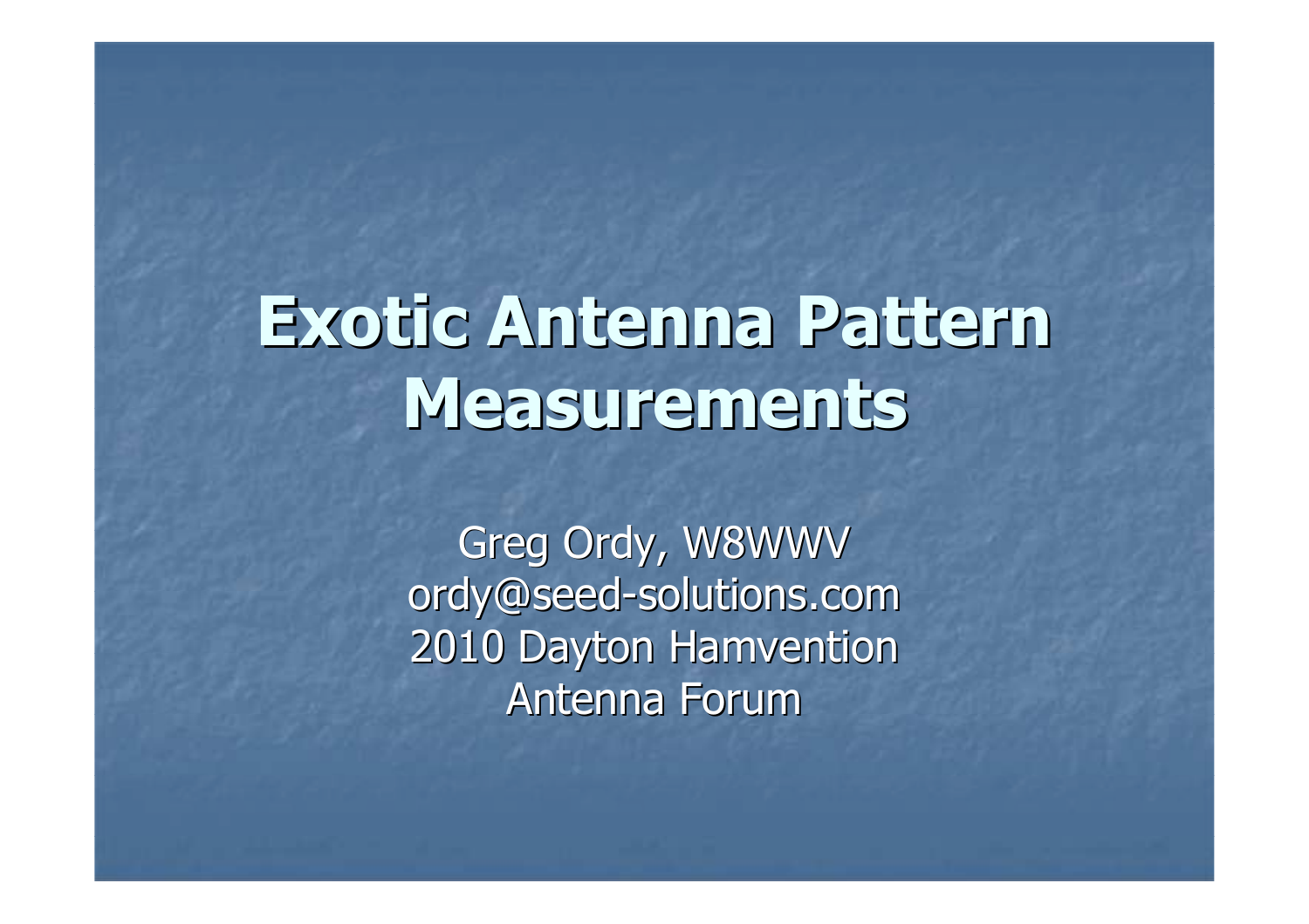# Exotic Antenna Pattern Measurements

Greg Ordy, W8WWV
ordy@seed-solutions.com
2010 Dayton Hamvention
Antenna Forum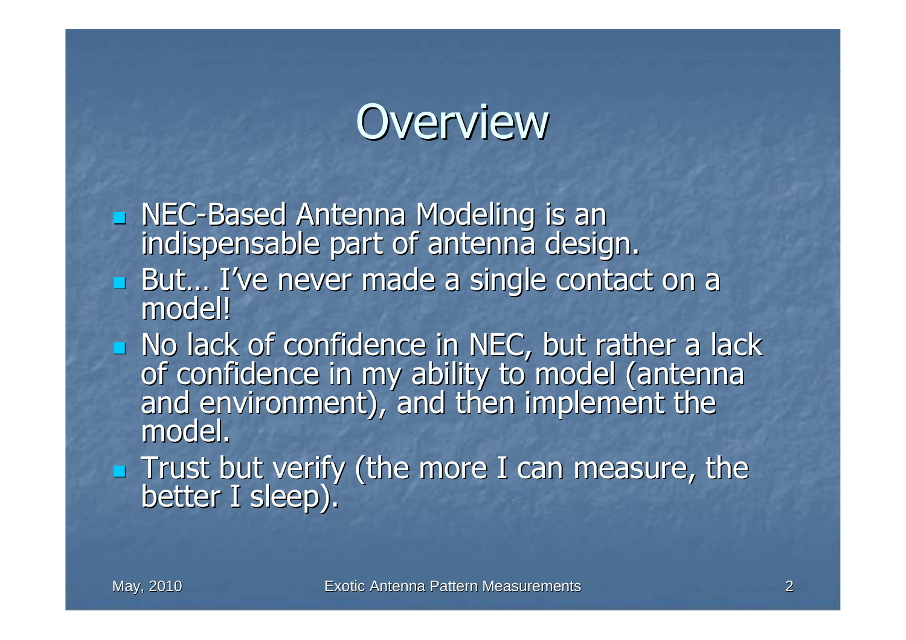# Overview

- NEC-Based Antenna Modeling is an indispensable part of antenna design.
- But… I've never made a single contact on a model!
- No lack of confidence in NEC, but rather a lack of confidence in my ability to model (antenna and environment), and then implement the model.
- Trust but verify (the more I can measure, the better I sleep).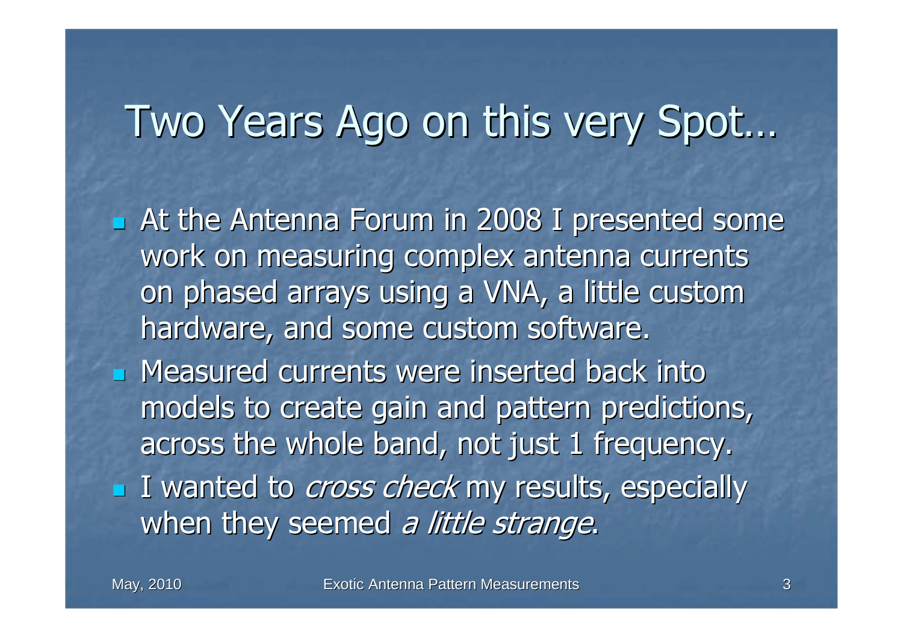# Two Years Ago on this very Spot…

- At the Antenna Forum in 2008 I presented some work on measuring complex antenna currents on phased arrays using a VNA, a little custom hardware, and some custom software.
- Measured currents were inserted back into models to create gain and pattern predictions, across the whole band, not just 1 frequency.
- I wanted to *cross check* my results, especially when they seemed *a little strange*.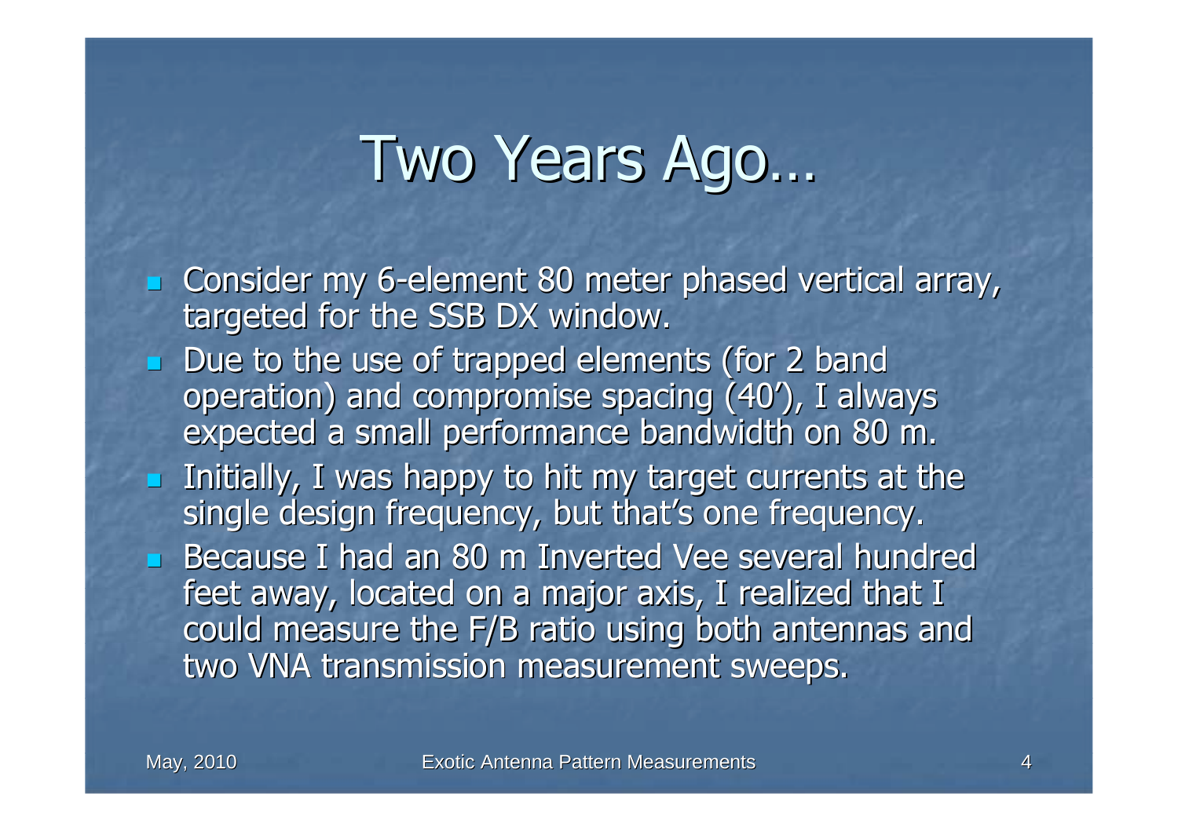# Two Years Ago…

- Consider my 6-element 80 meter phased vertical array, targeted for the SSB DX window.
- Due to the use of trapped elements (for 2 band operation) and compromise spacing (40'), I always expected a small performance bandwidth on 80 m.
- Initially, I was happy to hit my target currents at the single design frequency, but that's one frequency.
- Because I had an 80 m Inverted Vee several hundred feet away, located on a major axis, I realized that I could measure the F/B ratio using both antennas and two VNA transmission measurement sweeps.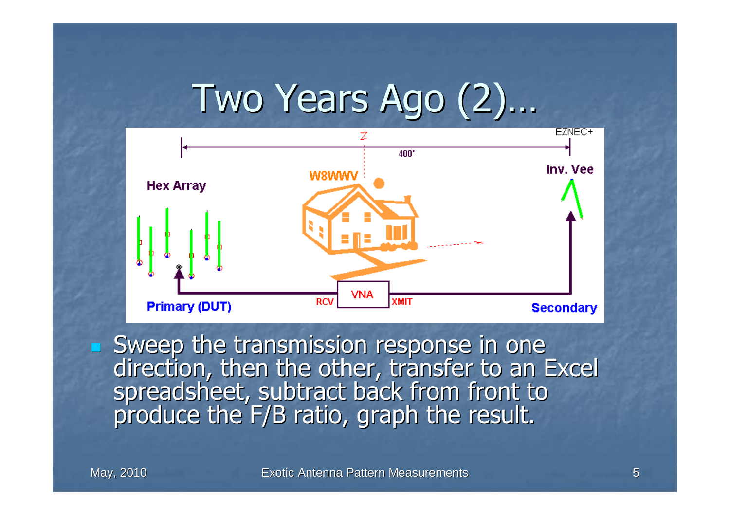# Two Years Ago (2)…

- Sweep the transmission response in one direction, then the other, transfer to an Excel spreadsheet, subtract back from front to produce the F/B ratio, graph the result.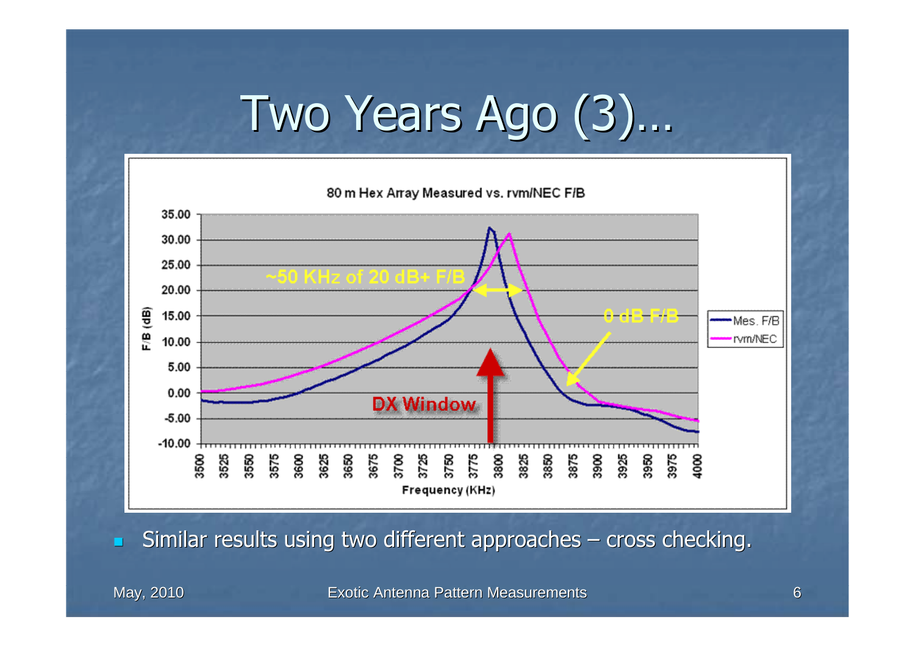# Two Years Ago (3)…

80 m Hex Array Measured vs. rvm/NEC F/B

- Similar results using two different approaches – cross checking.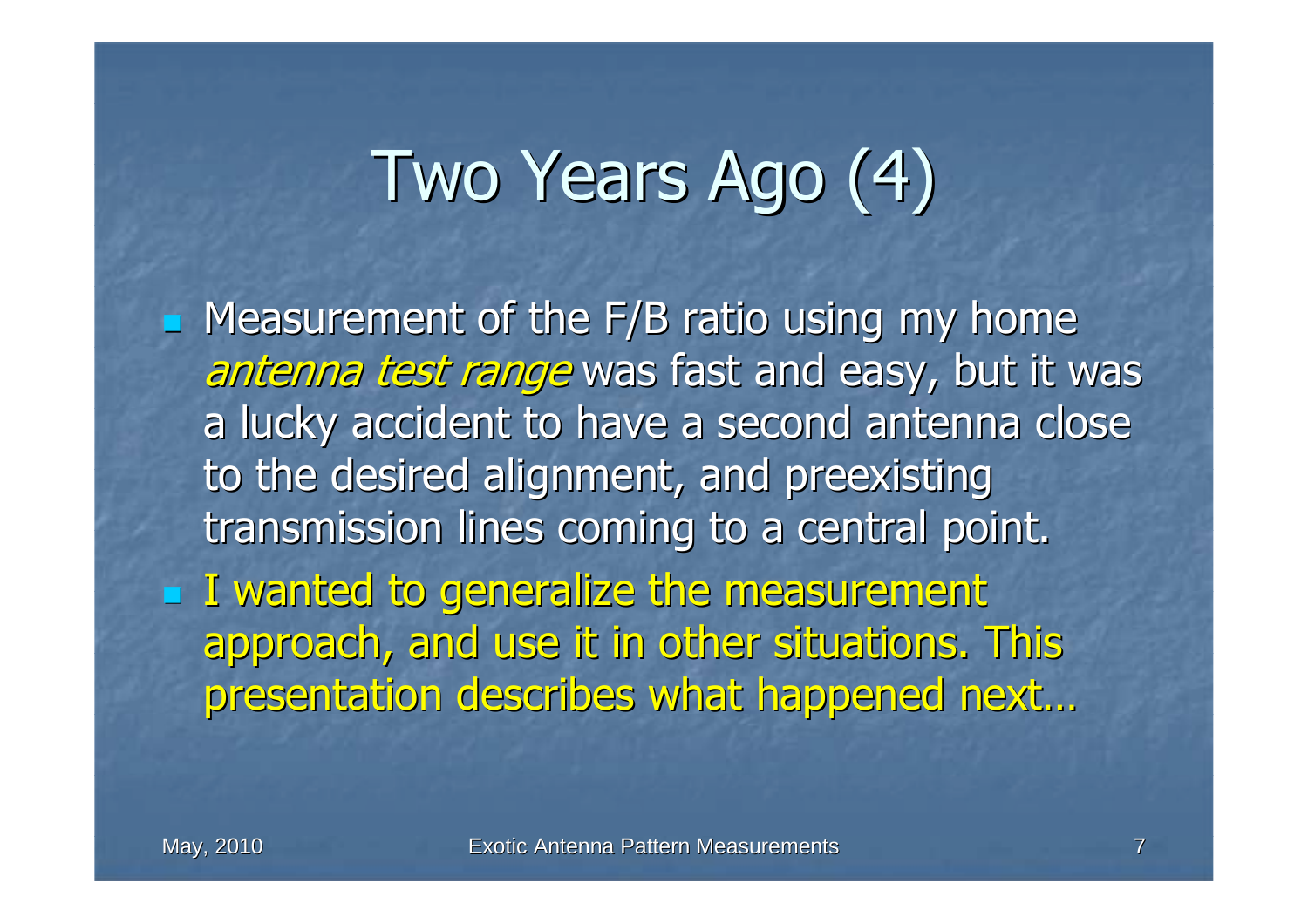# Two Years Ago (4)

- Measurement of the F/B ratio using my home *antenna test range* was fast and easy, but it was a lucky accident to have a second antenna close to the desired alignment, and preexisting transmission lines coming to a central point.
- I wanted to generalize the measurement approach, and use it in other situations. This presentation describes what happened next…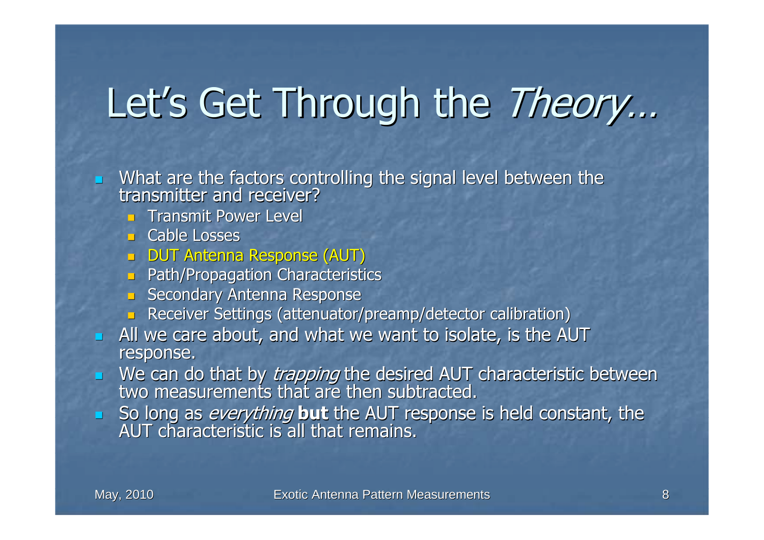# Let's Get Through the *Theory…*

- What are the factors controlling the signal level between the transmitter and receiver?
  - Transmit Power Level
  - Cable Losses
  - DUT Antenna Response (AUT)
  - Path/Propagation Characteristics
  - Secondary Antenna Response
  - Receiver Settings (attenuator/preamp/detector calibration)
- All we care about, and what we want to isolate, is the AUT response.
- We can do that by *trapping* the desired AUT characteristic between two measurements that are then subtracted.
- So long as *everything* **but** the AUT response is held constant, the AUT characteristic is all that remains.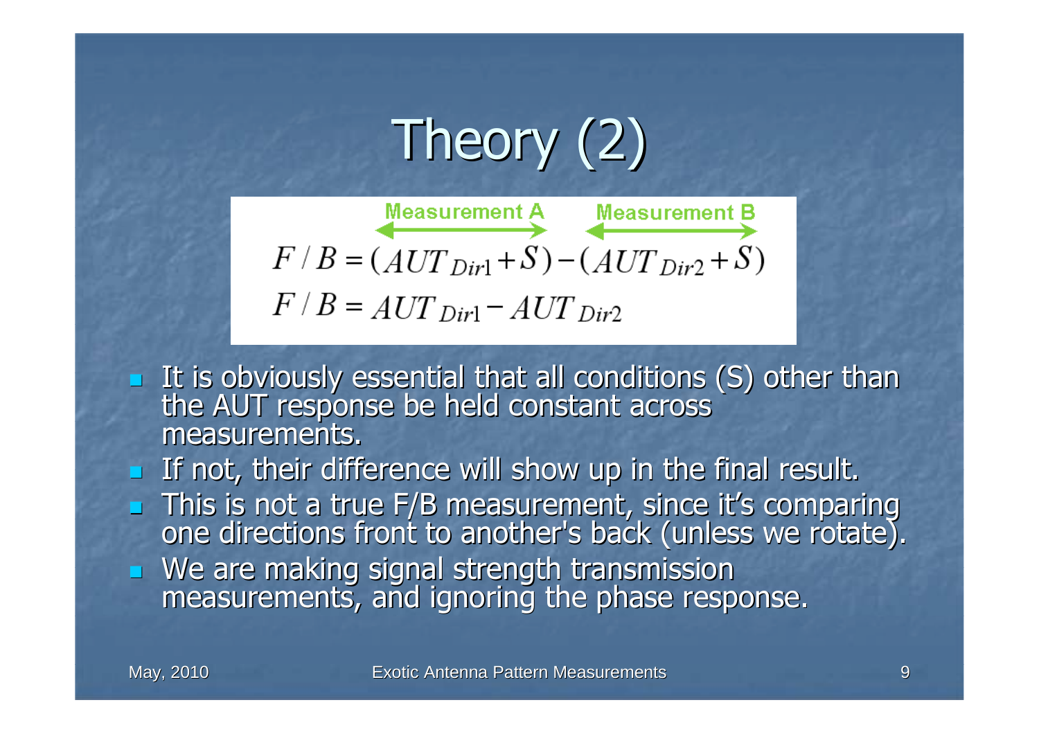# Theory (2)

Measurement A — Measurement B

$$F/B = (AUT_{Dir1} + S) - (AUT_{Dir2} + S)$$

$$F/B = AUT_{Dir1} - AUT_{Dir2}$$

- It is obviously essential that all conditions (S) other than the AUT response be held constant across measurements.
- If not, their difference will show up in the final result.
- This is not a true F/B measurement, since it's comparing one directions front to another's back (unless we rotate).
- We are making signal strength transmission measurements, and ignoring the phase response.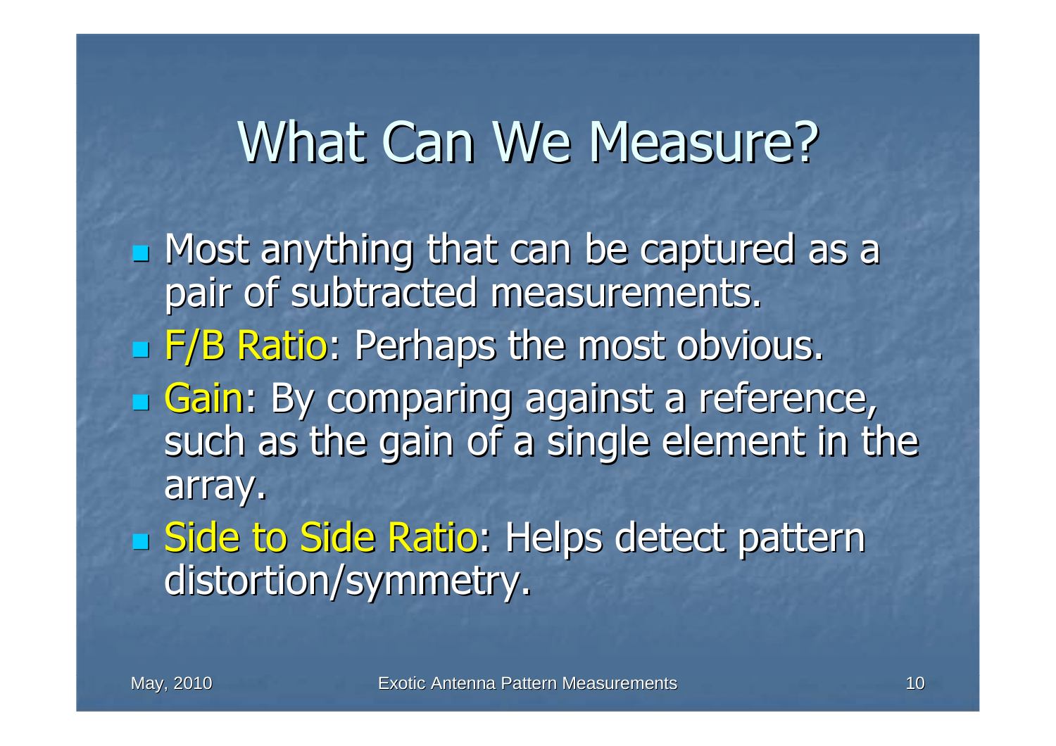# What Can We Measure?

- Most anything that can be captured as a pair of subtracted measurements.
- F/B Ratio: Perhaps the most obvious.
- Gain: By comparing against a reference, such as the gain of a single element in the array.
- Side to Side Ratio: Helps detect pattern distortion/symmetry.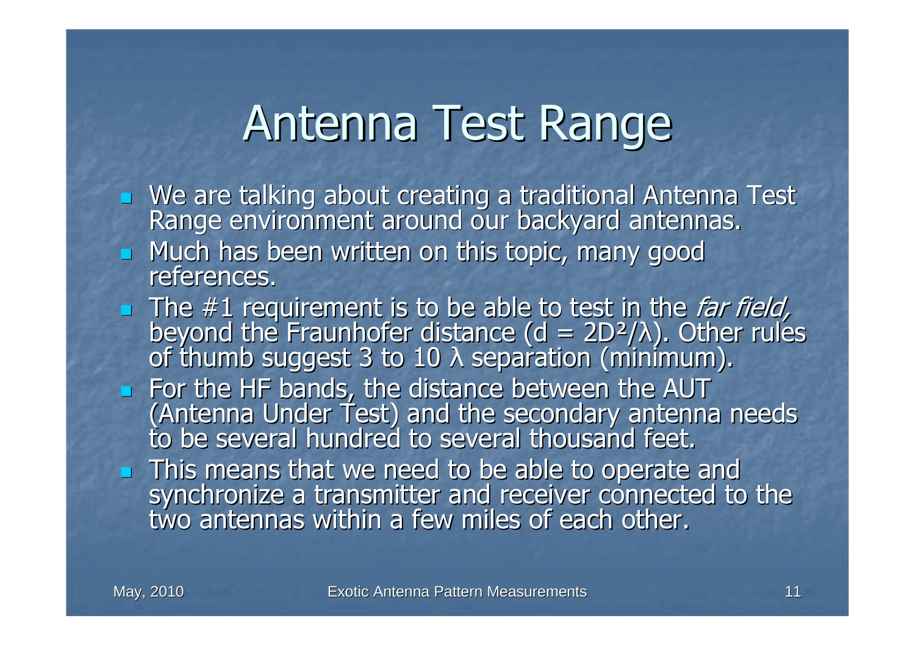# Antenna Test Range

- We are talking about creating a traditional Antenna Test Range environment around our backyard antennas.
- Much has been written on this topic, many good references.
- The #1 requirement is to be able to test in the *far field,* beyond the Fraunhofer distance ($d = 2D^2/\lambda$). Other rules of thumb suggest 3 to 10 $\lambda$ separation (minimum).
- For the HF bands, the distance between the AUT (Antenna Under Test) and the secondary antenna needs to be several hundred to several thousand feet.
- This means that we need to be able to operate and synchronize a transmitter and receiver connected to the two antennas within a few miles of each other.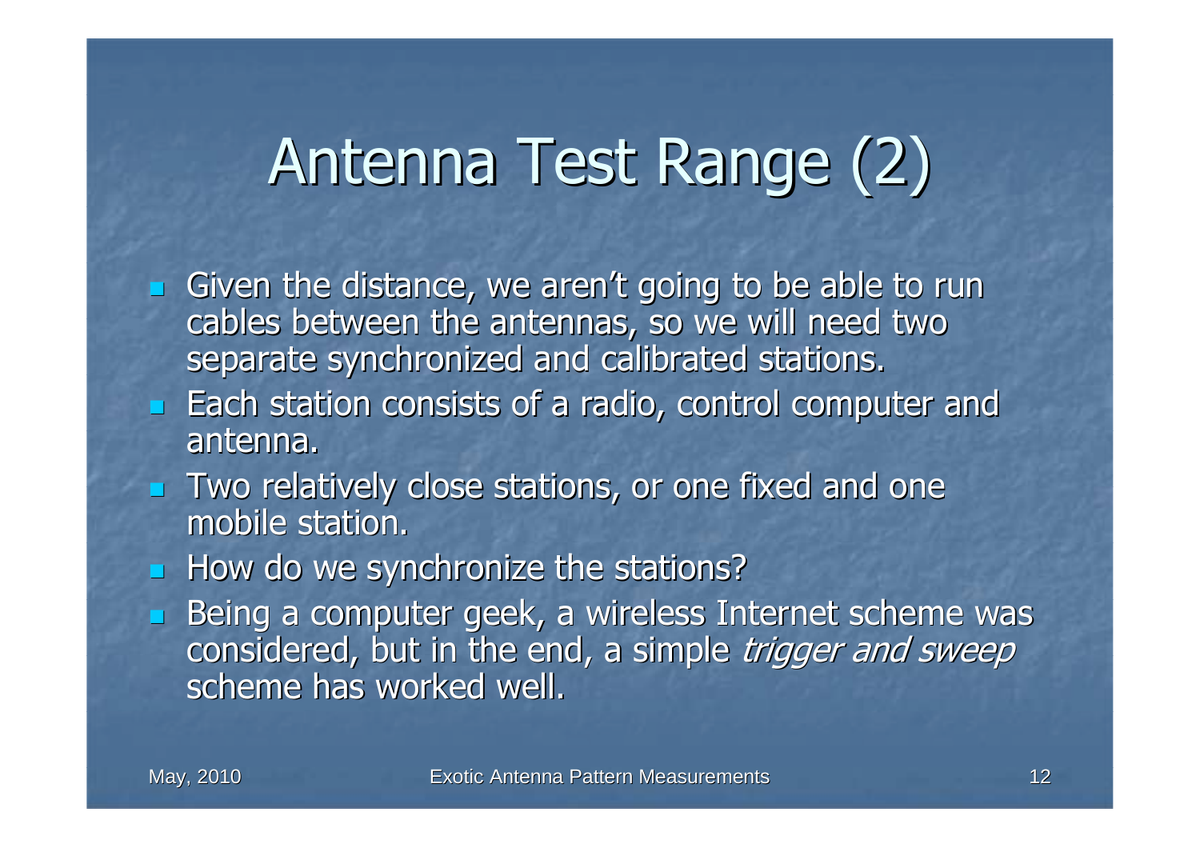# Antenna Test Range (2)

- Given the distance, we aren't going to be able to run cables between the antennas, so we will need two separate synchronized and calibrated stations.
- Each station consists of a radio, control computer and antenna.
- Two relatively close stations, or one fixed and one mobile station.
- How do we synchronize the stations?
- Being a computer geek, a wireless Internet scheme was considered, but in the end, a simple *trigger and sweep* scheme has worked well.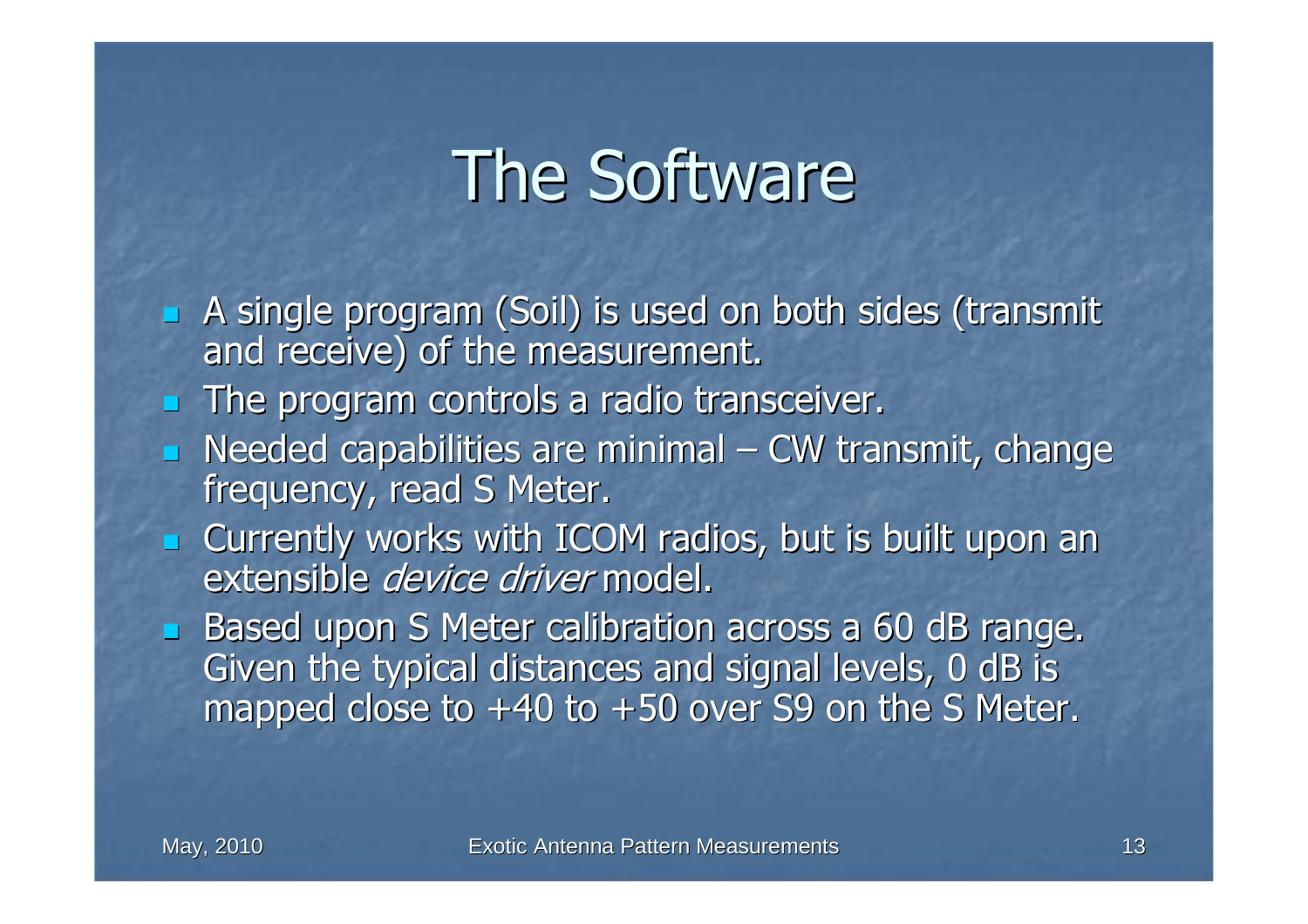# The Software

- A single program (Soil) is used on both sides (transmit and receive) of the measurement.
- The program controls a radio transceiver.
- Needed capabilities are minimal – CW transmit, change frequency, read S Meter.
- Currently works with ICOM radios, but is built upon an extensible *device driver* model.
- Based upon S Meter calibration across a 60 dB range. Given the typical distances and signal levels, 0 dB is mapped close to +40 to +50 over S9 on the S Meter.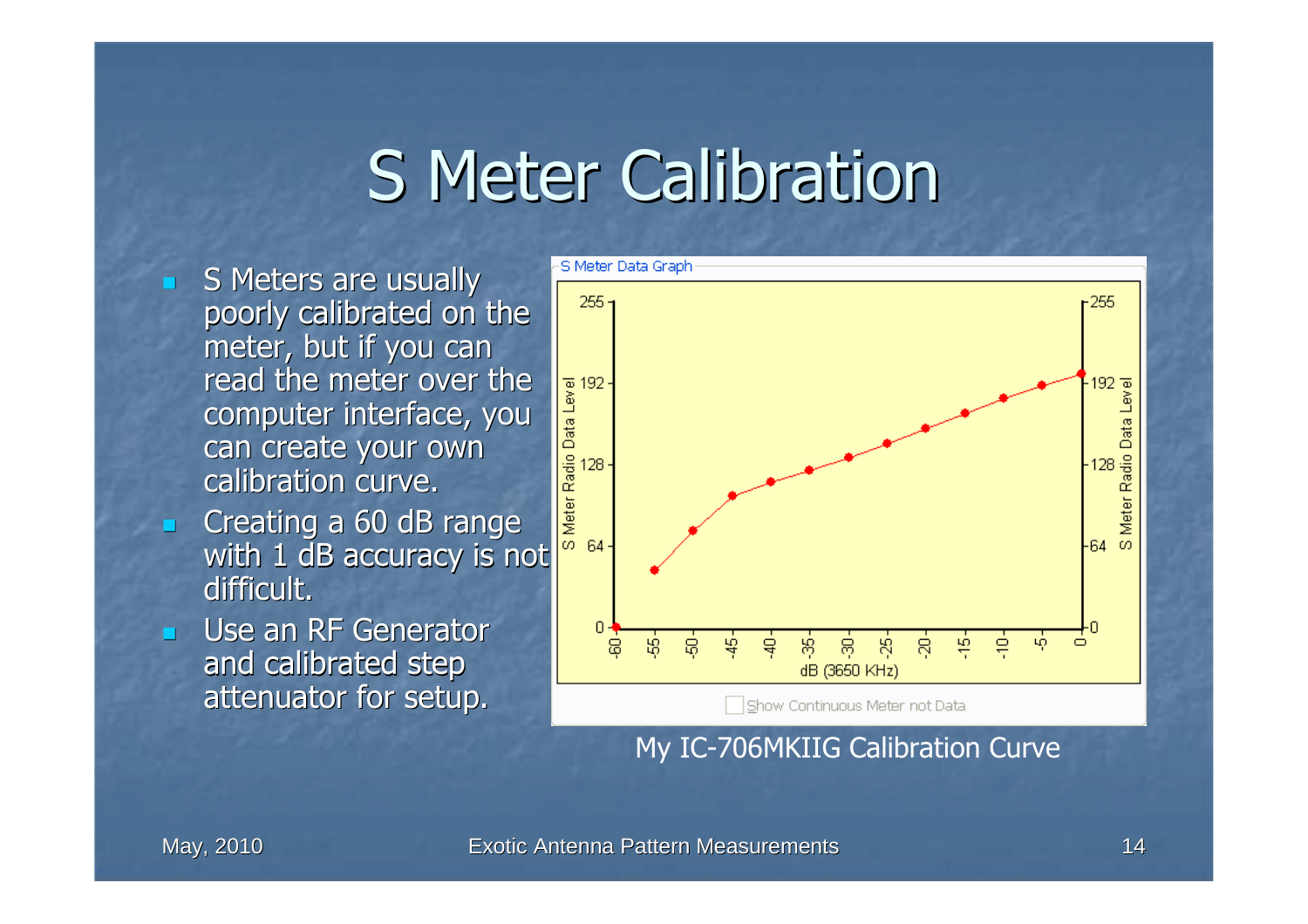# S Meter Calibration

- S Meters are usually poorly calibrated on the meter, but if you can read the meter over the computer interface, you can create your own calibration curve.
- Creating a 60 dB range with 1 dB accuracy is not difficult.
- Use an RF Generator and calibrated step attenuator for setup.

My IC-706MKIIG Calibration Curve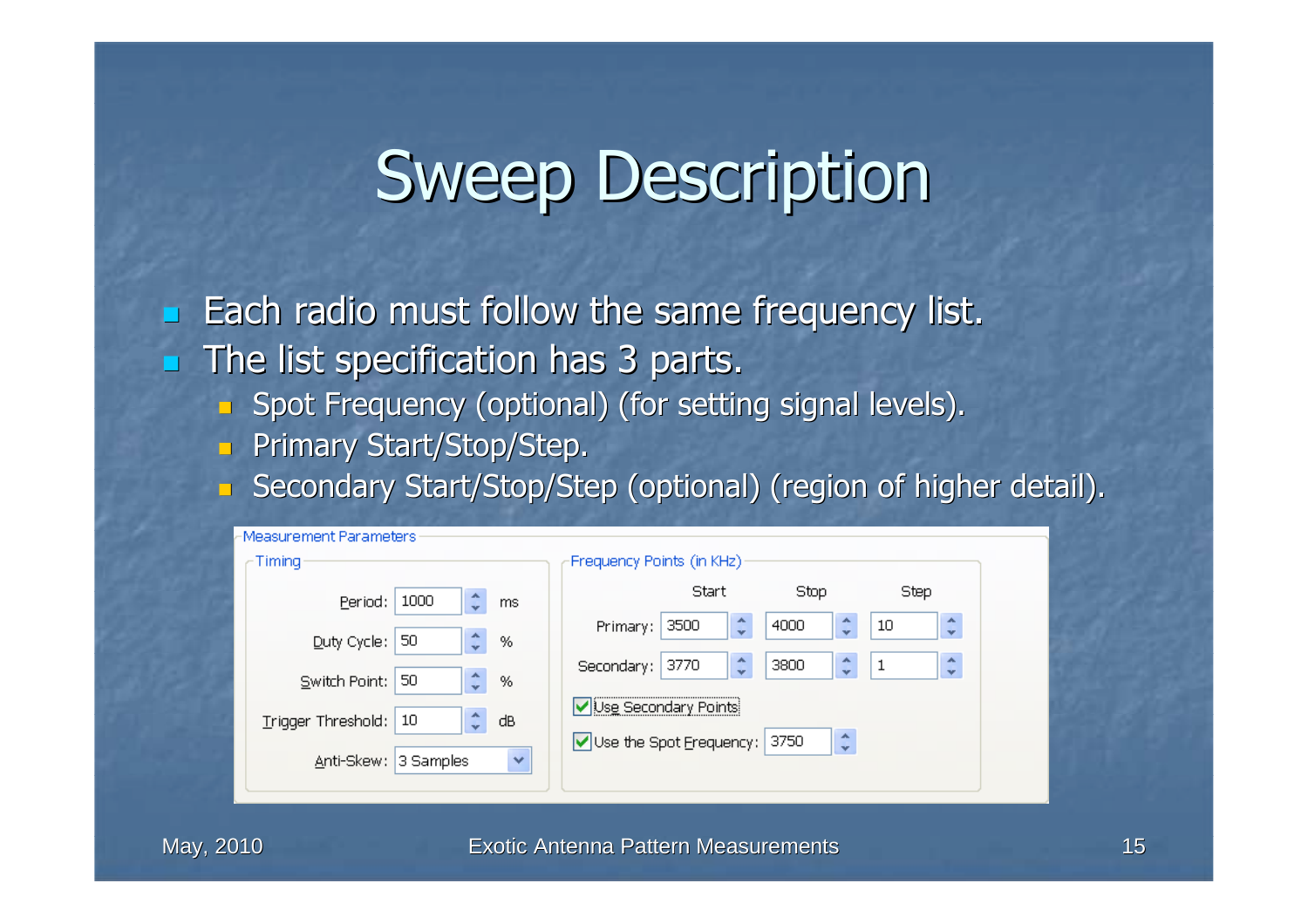# Sweep Description

- Each radio must follow the same frequency list.
- The list specification has 3 parts.
  - Spot Frequency (optional) (for setting signal levels).
  - Primary Start/Stop/Step.
  - Secondary Start/Stop/Step (optional) (region of higher detail).

**Measurement Parameters**

**Timing**

| Parameter | Value | Unit |
| --- | --- | --- |
| Period: | 1000 | ms |
| Duty Cycle: | 50 | % |
| Switch Point: | 50 | % |
| Trigger Threshold: | 10 | dB |
| Anti-Skew: | 3 Samples | |

**Frequency Points (in KHz)**

| | Start | Stop | Step |
| --- | --- | --- | --- |
| Primary: | 3500 | 4000 | 10 |
| Secondary: | 3770 | 3800 | 1 |

- [x] Use Secondary Points
- [x] Use the Spot Frequency: 3750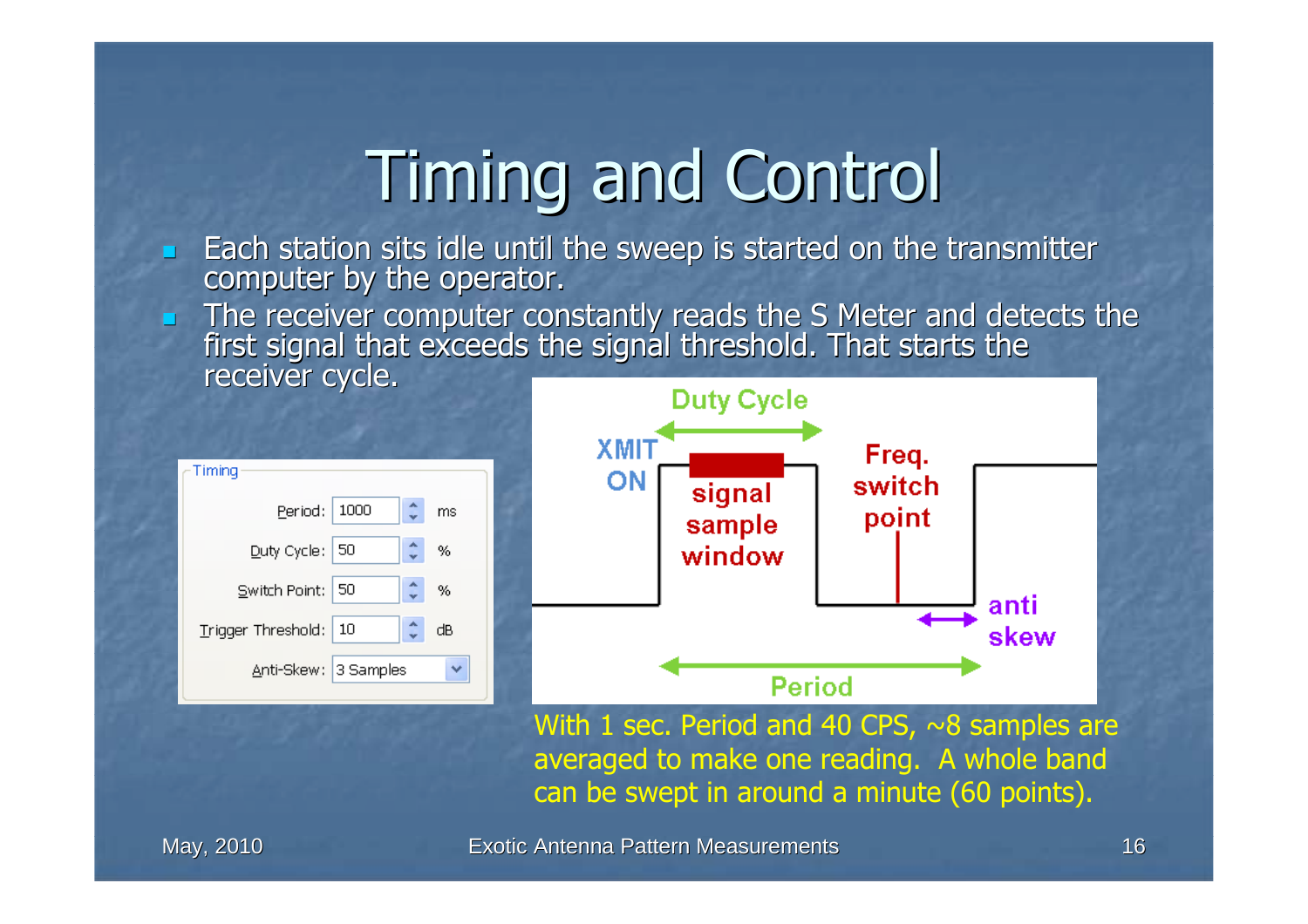# Timing and Control

- Each station sits idle until the sweep is started on the transmitter computer by the operator.
- The receiver computer constantly reads the S Meter and detects the first signal that exceeds the signal threshold. That starts the receiver cycle.

**Timing**

| Setting | Value | Unit |
|---|---|---|
| Period: | 1000 | ms |
| Duty Cycle: | 50 | % |
| Switch Point: | 50 | % |
| Trigger Threshold: | 10 | dB |
| Anti-Skew: | 3 Samples | |

Duty Cycle

XMIT ON

signal sample window

Freq. switch point

anti skew

Period

With 1 sec. Period and 40 CPS, ~8 samples are averaged to make one reading. A whole band can be swept in around a minute (60 points).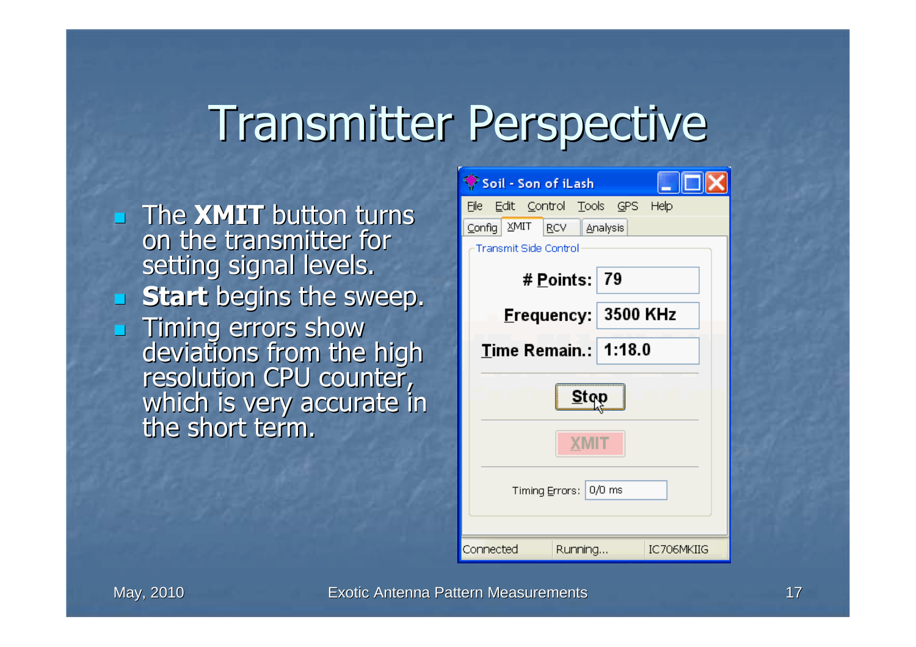# Transmitter Perspective

- The **XMIT** button turns on the transmitter for setting signal levels.
- **Start** begins the sweep.
- Timing errors show deviations from the high resolution CPU counter, which is very accurate in the short term.

Soil - Son of iLash

File Edit Control Tools GPS Help

Config XMIT RCV Analysis

Transmit Side Control

# Points: 79

Frequency: 3500 KHz

Time Remain.: 1:18.0

Stop

XMIT

Timing Errors: 0/0 ms

Connected | Running... | IC706MKIIG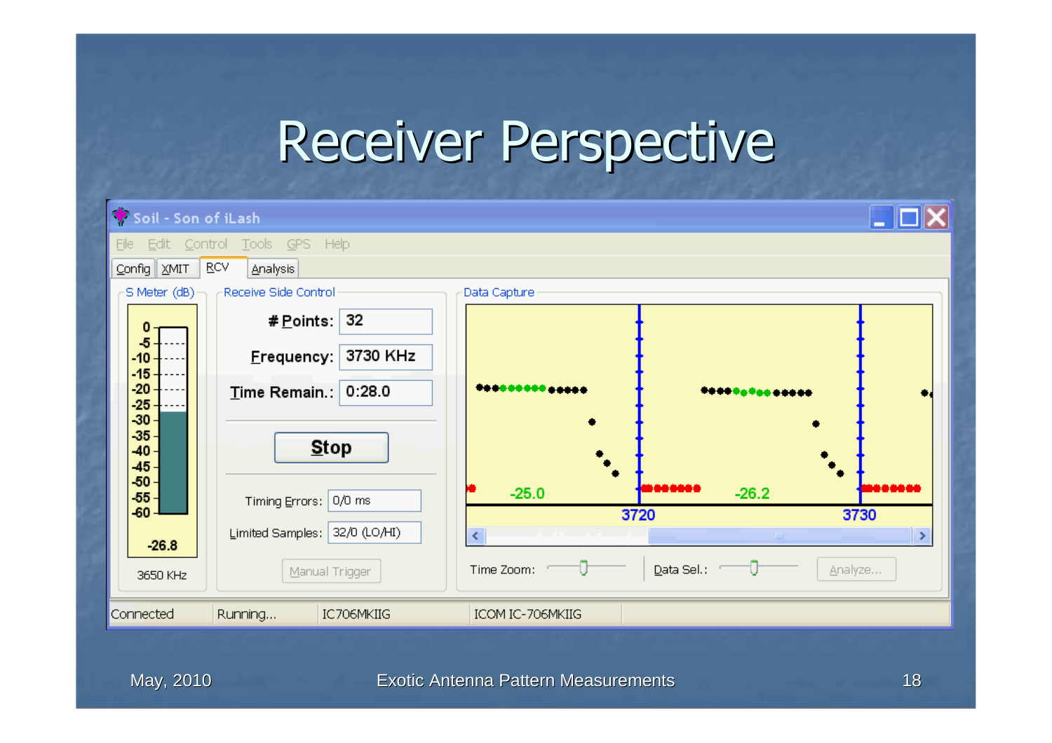# Receiver Perspective

Soil - Son of iLash

File Edit Control Tools GPS Help

Config XMIT RCV Analysis

**S Meter (dB)**

0, -5, -10, -15, -20, -25, -30, -35, -40, -45, -50, -55, -60

-26.8

3650 KHz

**Receive Side Control**

| | |
|---|---|
| # Points: | 32 |
| Frequency: | 3730 KHz |
| Time Remain.: | 0:28.0 |

Stop

| | |
|---|---|
| Timing Errors: | 0/0 ms |
| Limited Samples: | 32/0 (LO/HI) |

Manual Trigger

**Data Capture**

-25.0 -26.2

3720 3730

Time Zoom: Data Sel.: Analyze...

Connected | Running... | IC706MKIIG | ICOM IC-706MKIIG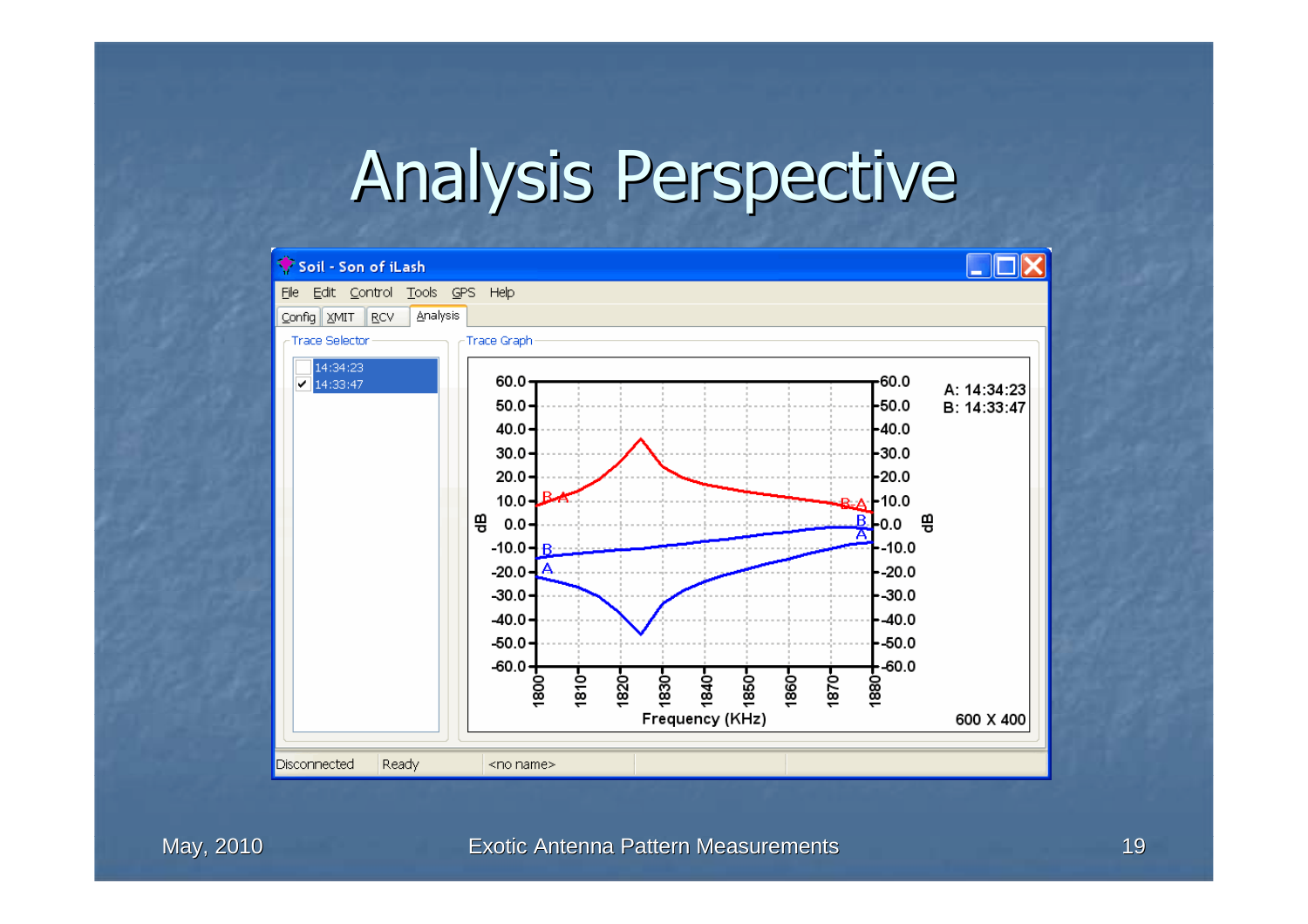# Analysis Perspective

Soil - Son of iLash

File Edit Control Tools GPS Help

Config XMIT RCV Analysis

Trace Selector

- 14:34:23
- ✔ 14:33:47

Trace Graph

A: 14:34:23
B: 14:33:47

Frequency (KHz)

600 X 400

Disconnected Ready <no name>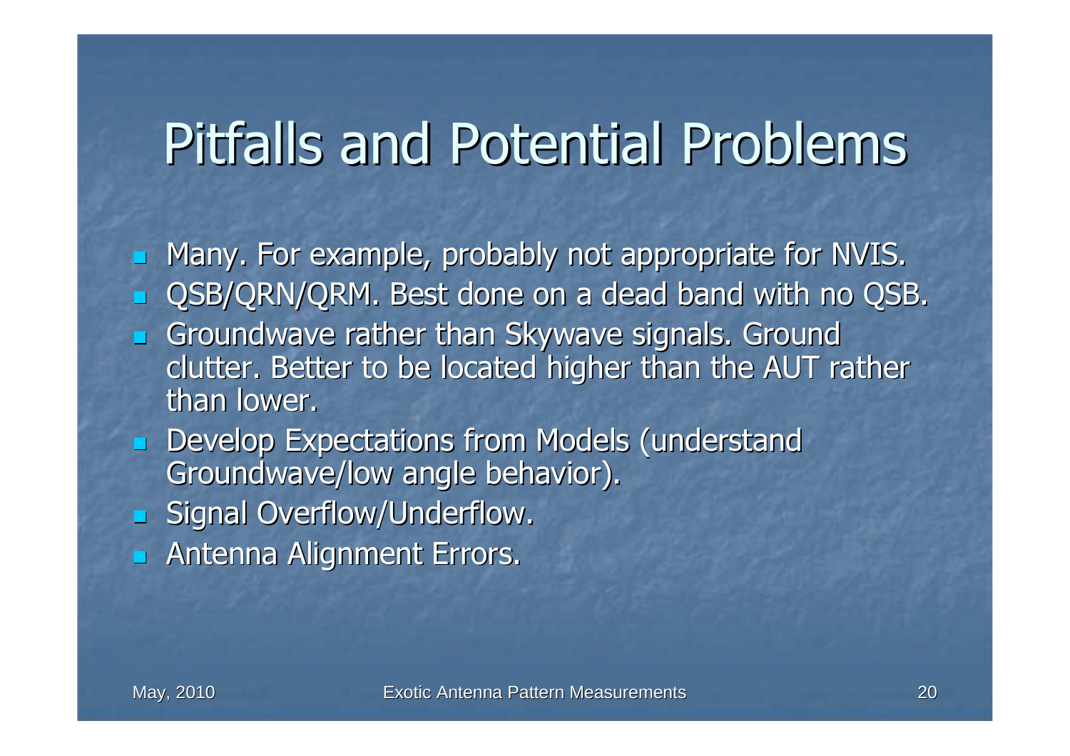# Pitfalls and Potential Problems

- Many. For example, probably not appropriate for NVIS.
- QSB/QRN/QRM. Best done on a dead band with no QSB.
- Groundwave rather than Skywave signals. Ground clutter. Better to be located higher than the AUT rather than lower.
- Develop Expectations from Models (understand Groundwave/low angle behavior).
- Signal Overflow/Underflow.
- Antenna Alignment Errors.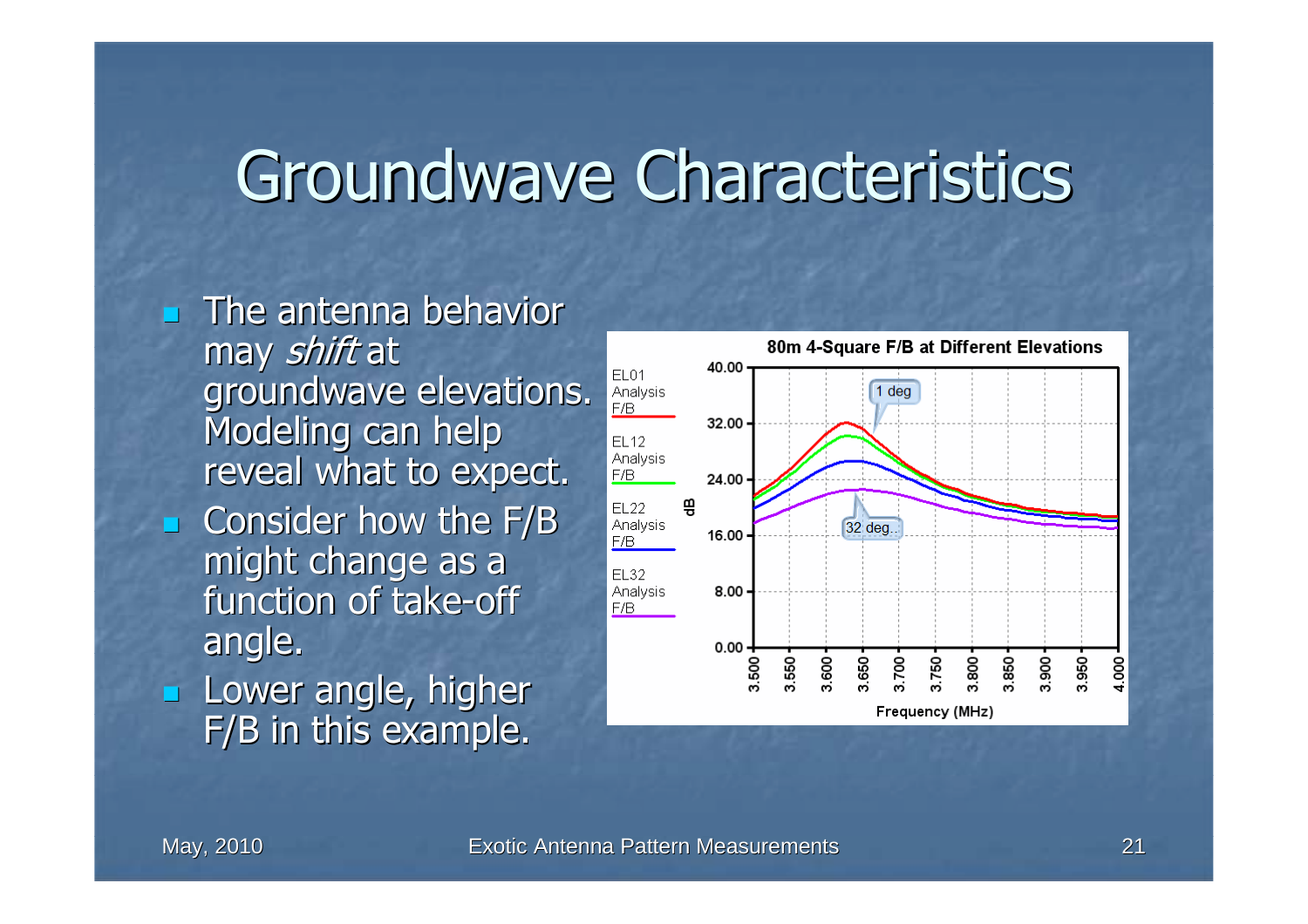# Groundwave Characteristics

- The antenna behavior may *shift* at groundwave elevations. Modeling can help reveal what to expect.
- Consider how the F/B might change as a function of take-off angle.
- Lower angle, higher F/B in this example.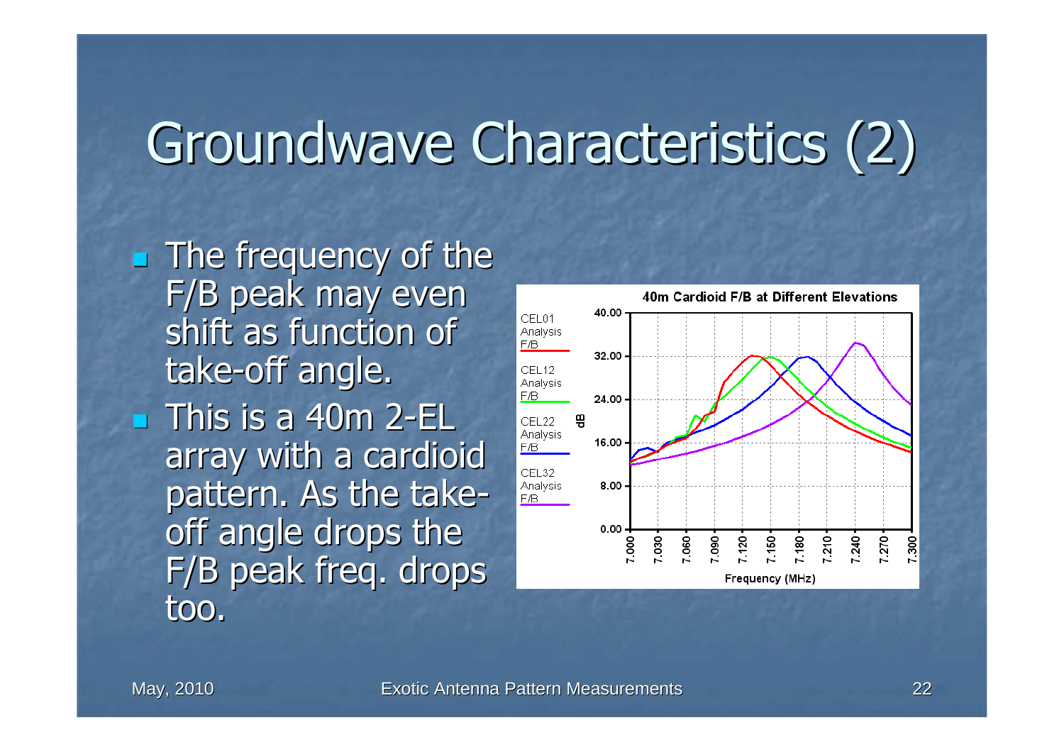# Groundwave Characteristics (2)

- The frequency of the F/B peak may even shift as function of take-off angle.
- This is a 40m 2-EL array with a cardioid pattern. As the take-off angle drops the F/B peak freq. drops too.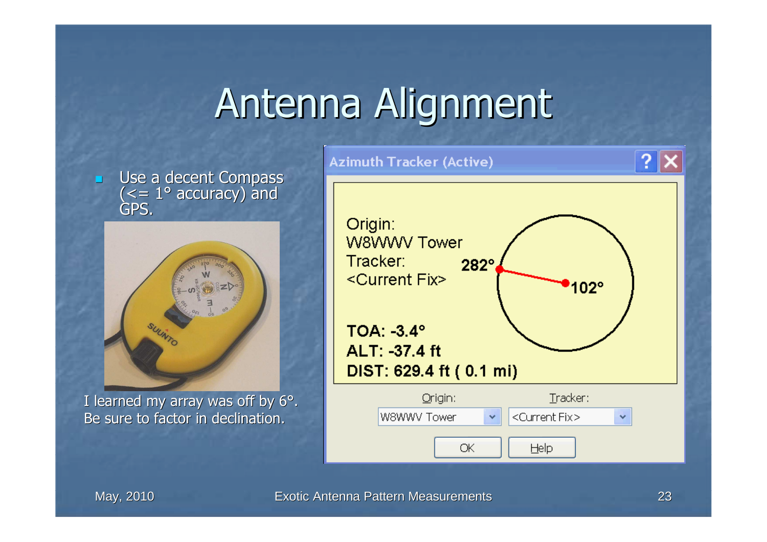# Antenna Alignment

- Use a decent Compass (<= 1° accuracy) and GPS.

I learned my array was off by 6°. Be sure to factor in declination.

**Azimuth Tracker (Active)**

Origin:
W8WWV Tower
Tracker:
<Current Fix>

282°

102°

**TOA: -3.4°**
**ALT: -37.4 ft**
**DIST: 629.4 ft ( 0.1 mi)**

Origin: W8WWV Tower

Tracker: <Current Fix>

OK | Help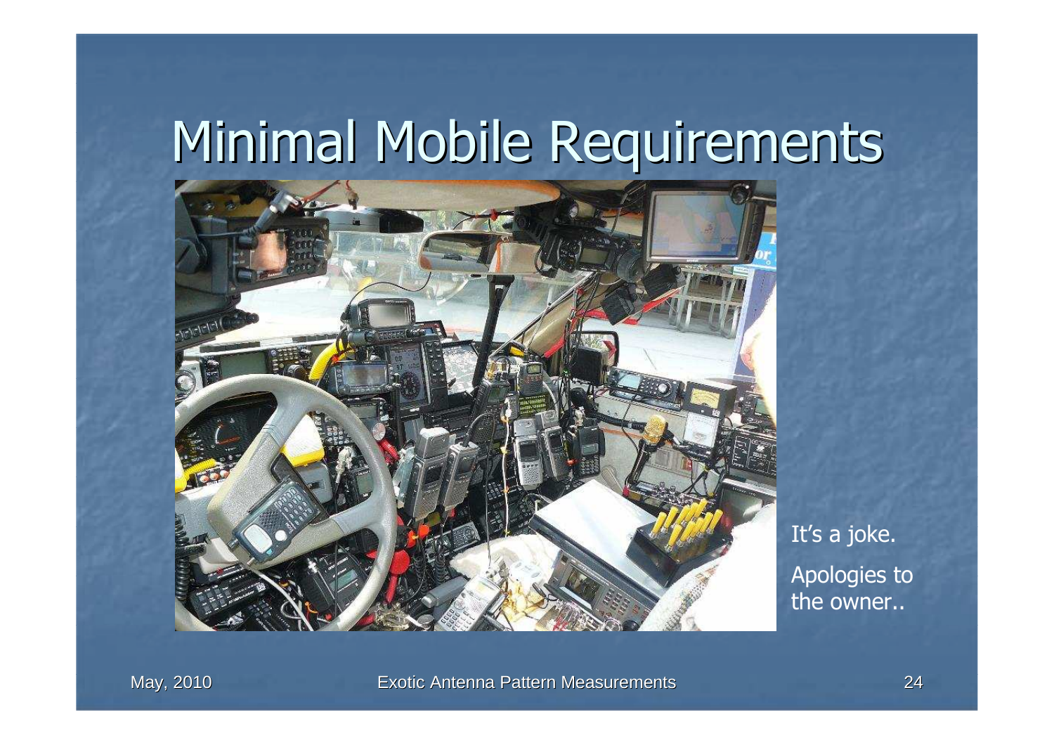# Minimal Mobile Requirements

It's a joke.

Apologies to the owner..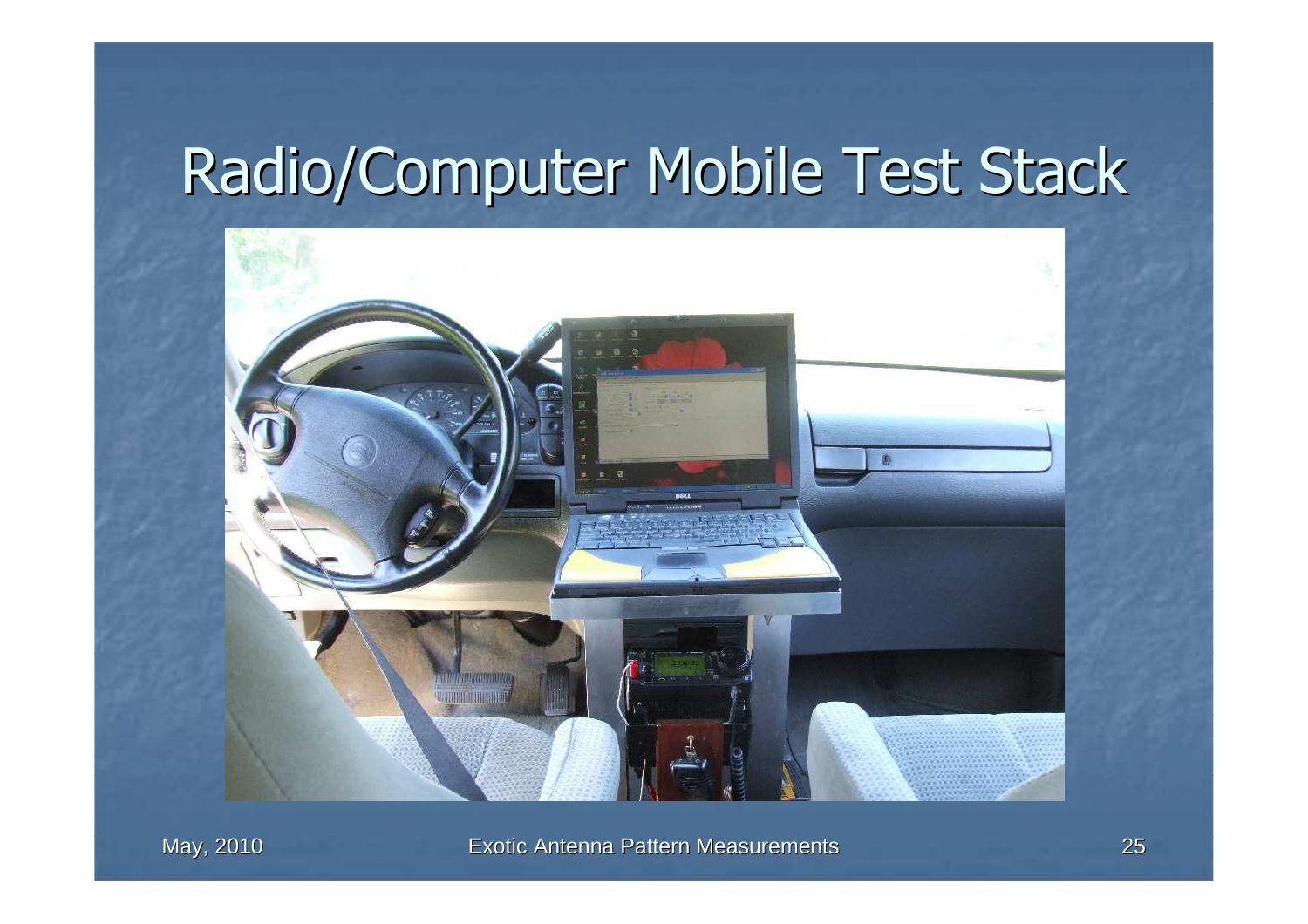# Radio/Computer Mobile Test Stack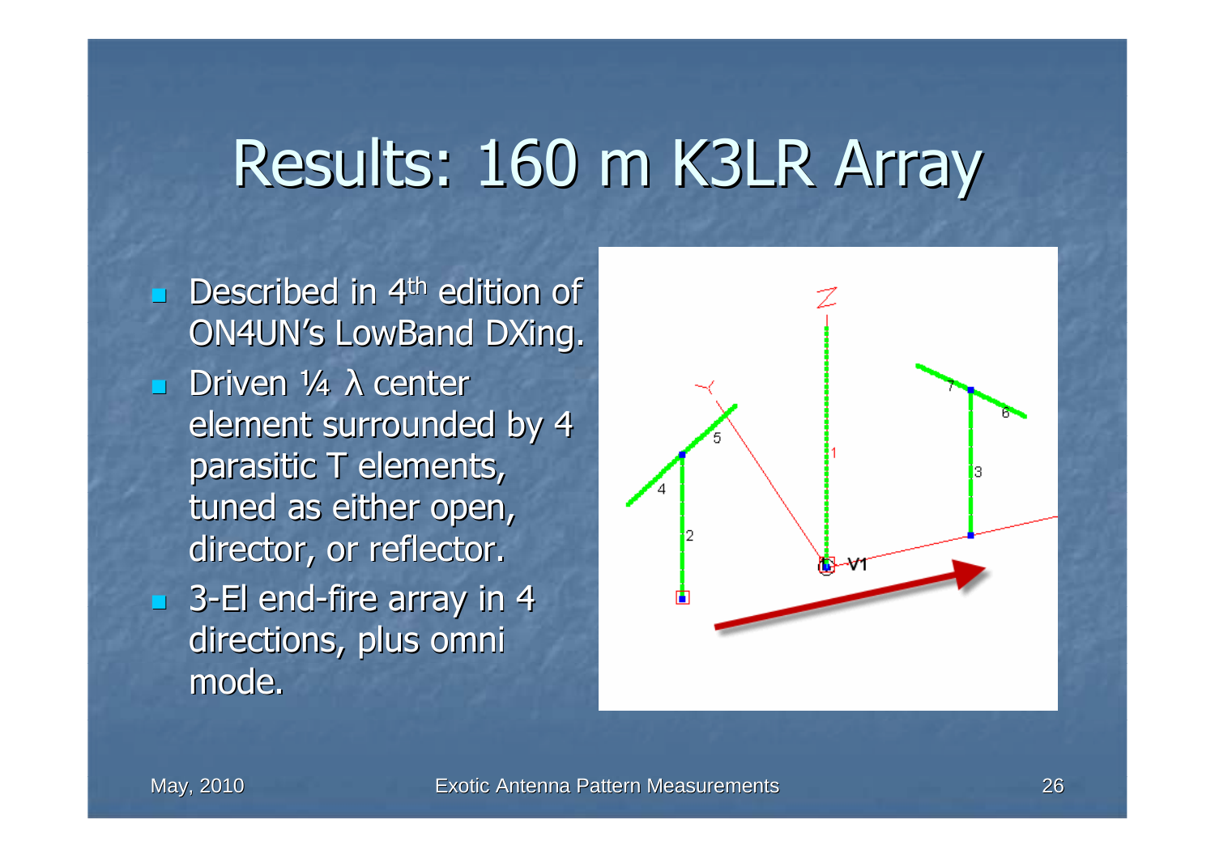# Results: 160 m K3LR Array

- Described in 4th edition of ON4UN's LowBand DXing.
- Driven ¼ λ center element surrounded by 4 parasitic T elements, tuned as either open, director, or reflector.
- 3-El end-fire array in 4 directions, plus omni mode.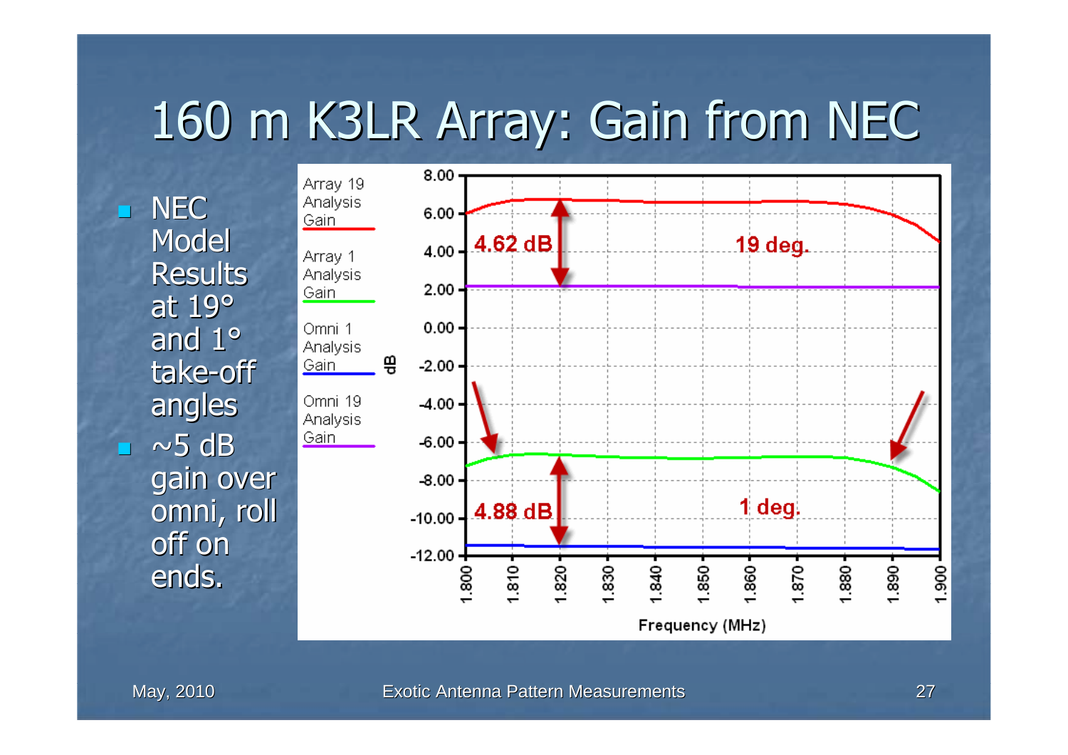# 160 m K3LR Array: Gain from NEC

- NEC Model Results at 19° and 1° take-off angles
- ~5 dB gain over omni, roll off on ends.

Array 19 Analysis Gain

Array 1 Analysis Gain

Omni 1 Analysis Gain

Omni 19 Analysis Gain

4.62 dB

19 deg.

4.88 dB

1 deg.

dB

Frequency (MHz)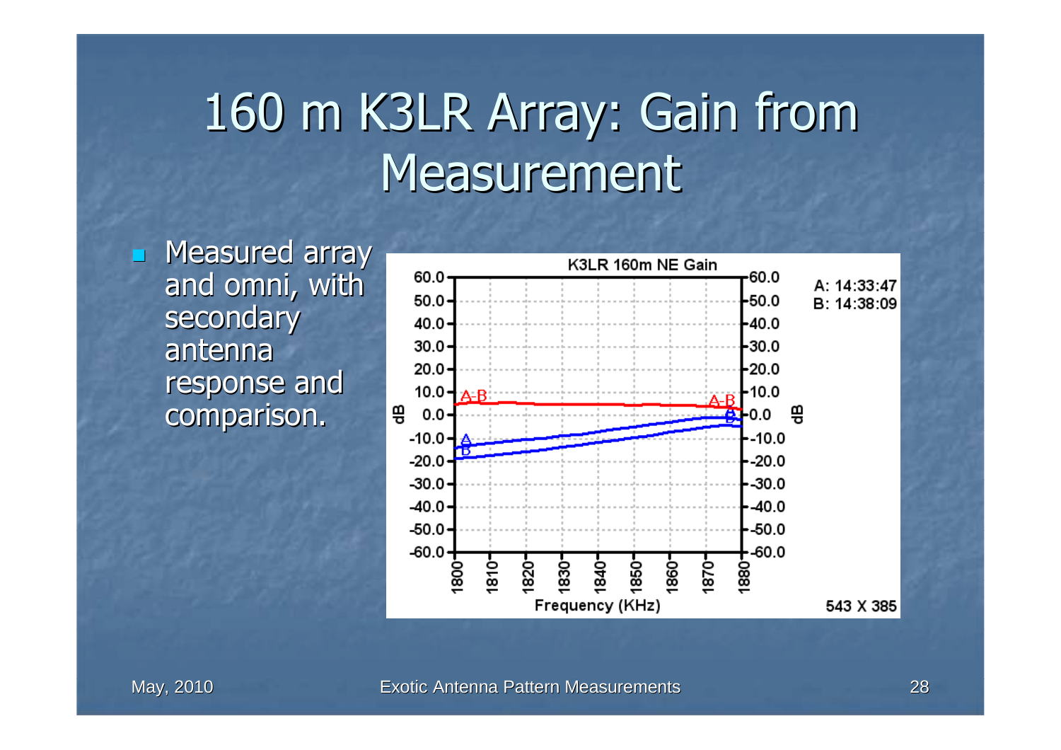# 160 m K3LR Array: Gain from Measurement

- Measured array and omni, with secondary antenna response and comparison.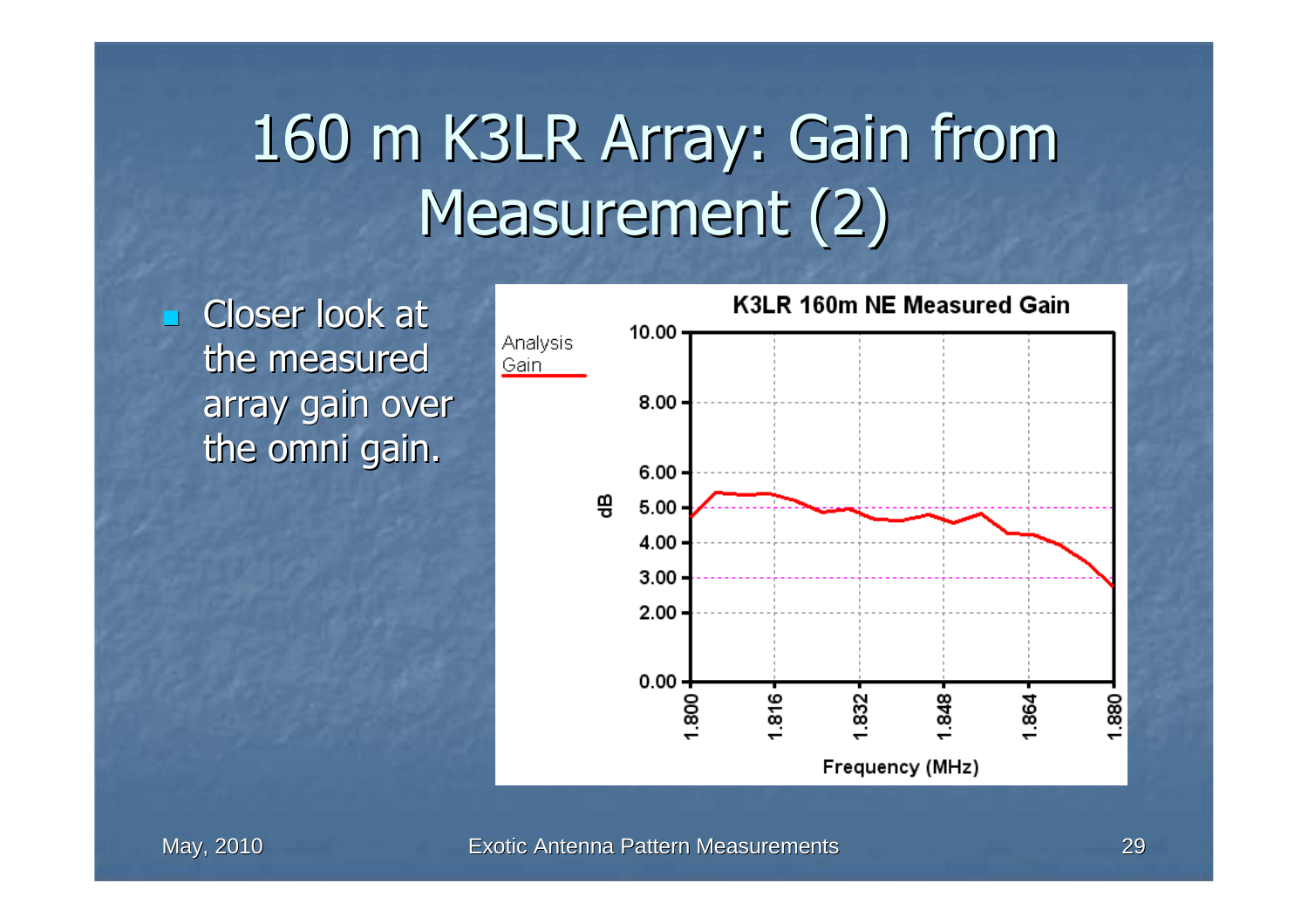# 160 m K3LR Array: Gain from Measurement (2)

- Closer look at the measured array gain over the omni gain.

**K3LR 160m NE Measured Gain**

Analysis Gain

dB

10.00
8.00
6.00
5.00
4.00
3.00
2.00
0.00

1.800 1.816 1.832 1.848 1.864 1.880

Frequency (MHz)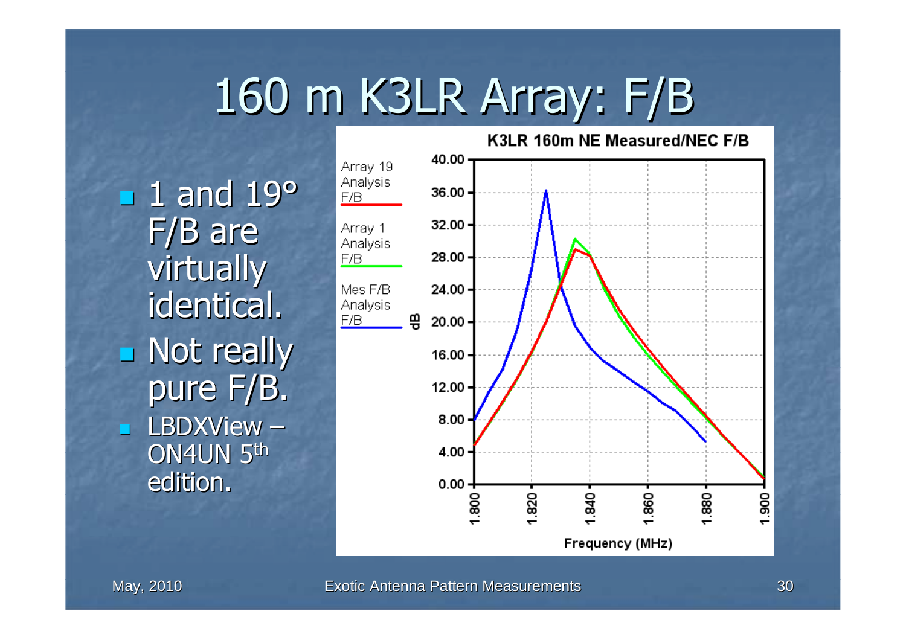# 160 m K3LR Array: F/B

- 1 and 19° F/B are virtually identical.
- Not really pure F/B.
- LBDXView – ON4UN 5th edition.

K3LR 160m NE Measured/NEC F/B

Array 19 Analysis F/B
Array 1 Analysis F/B
Mes F/B Analysis F/B

dB

Frequency (MHz)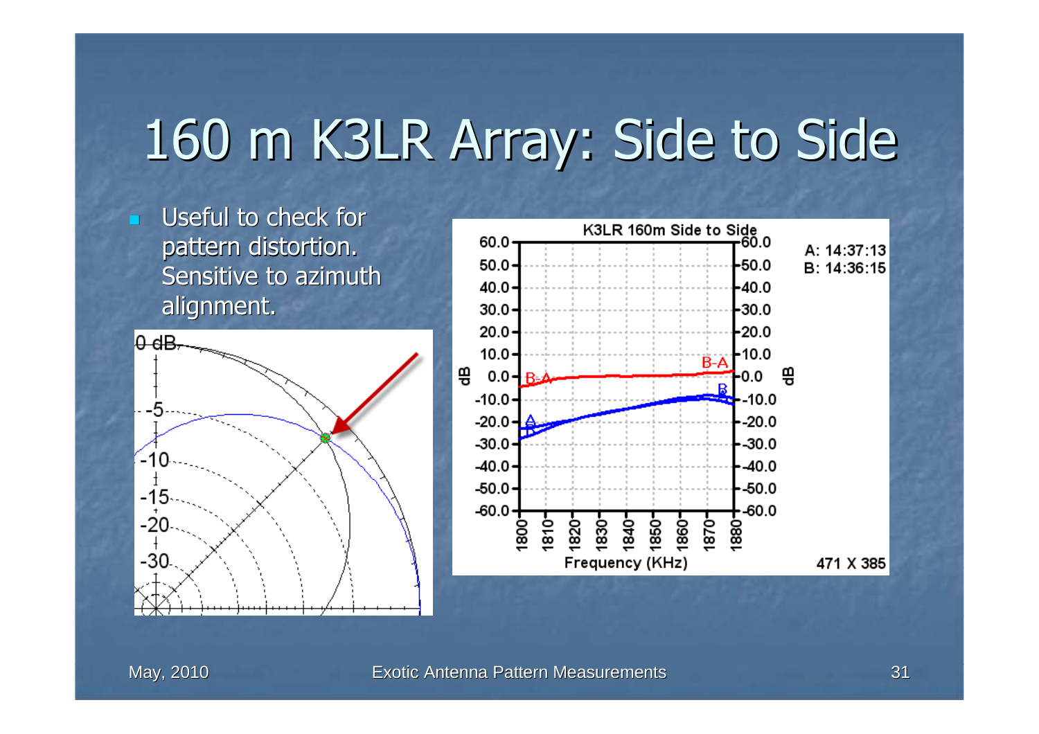# 160 m K3LR Array: Side to Side

- Useful to check for pattern distortion. Sensitive to azimuth alignment.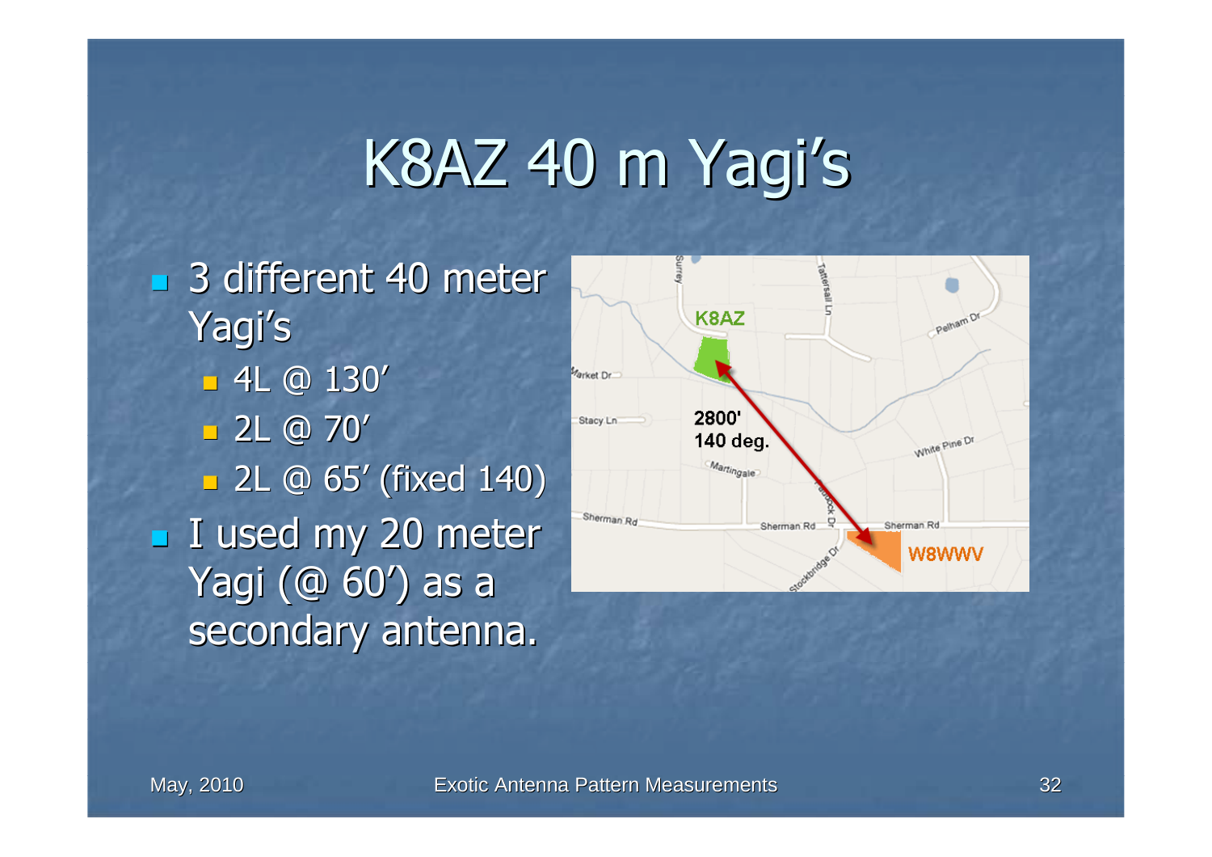# K8AZ 40 m Yagi's

- 3 different 40 meter Yagi's
  - 4L @ 130'
  - 2L @ 70'
  - 2L @ 65' (fixed 140)
- I used my 20 meter Yagi (@ 60') as a secondary antenna.

K8AZ

2800'
140 deg.

W8WWV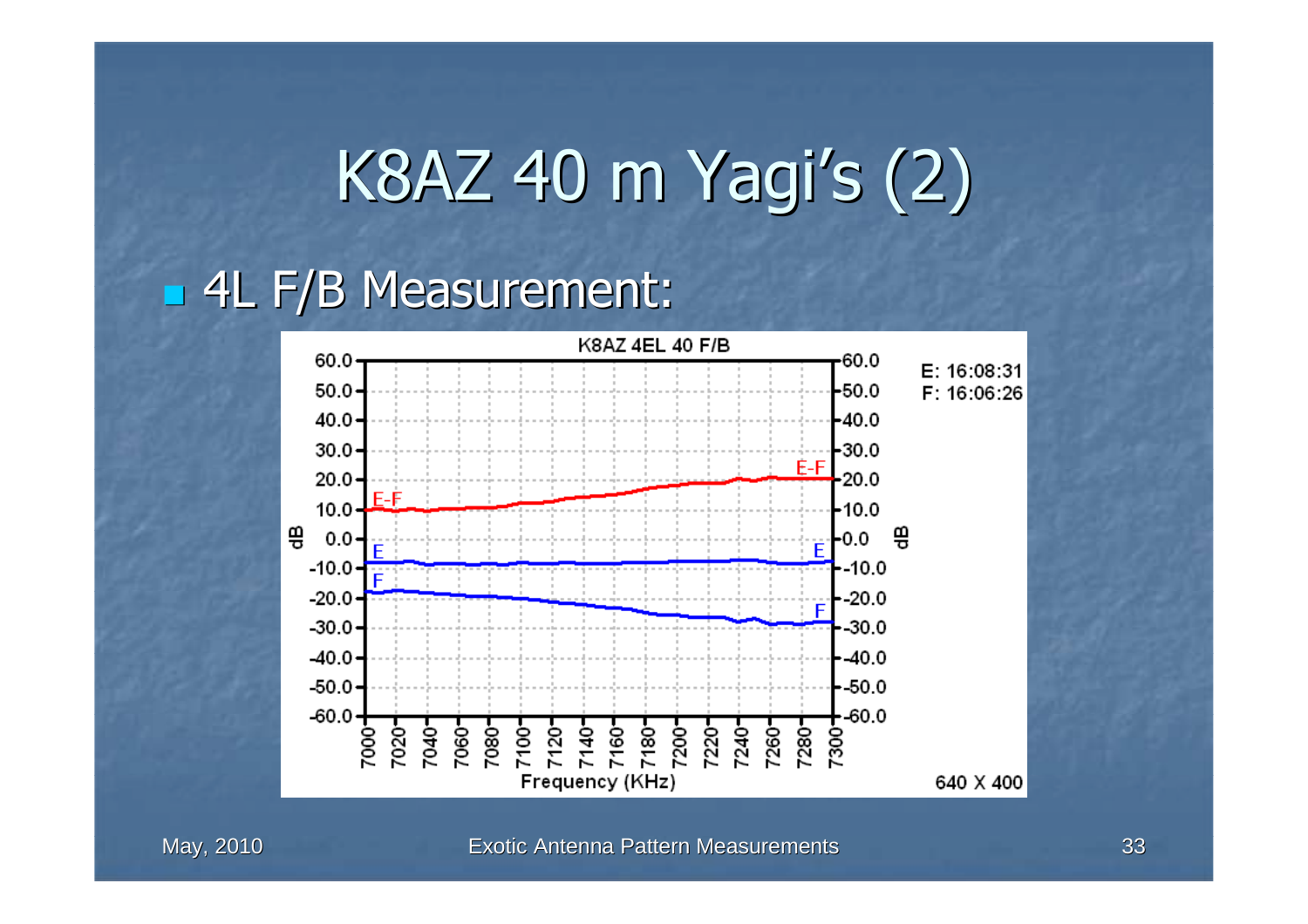# K8AZ 40 m Yagi's (2)

- 4L F/B Measurement: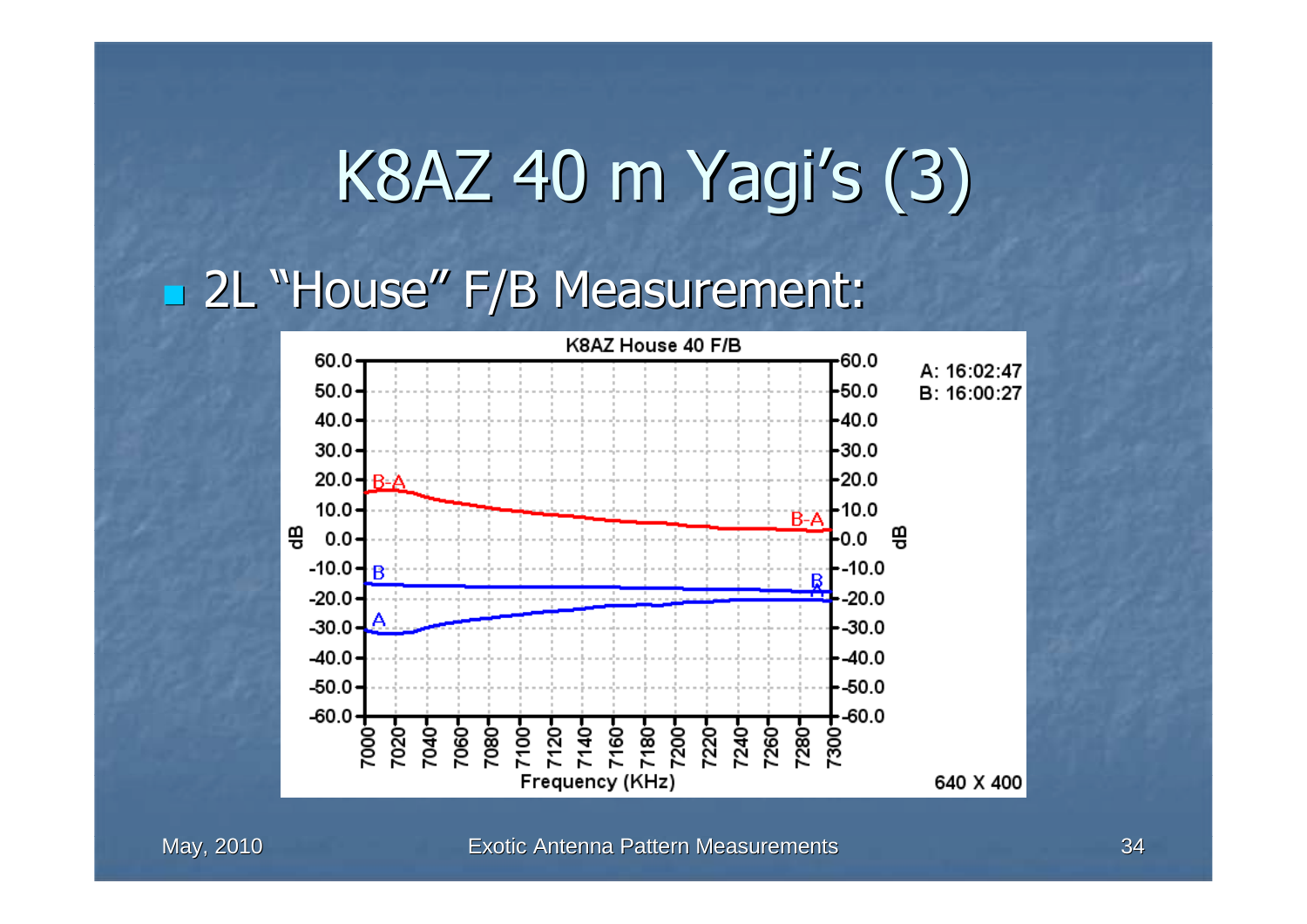# K8AZ 40 m Yagi's (3)

- 2L "House" F/B Measurement: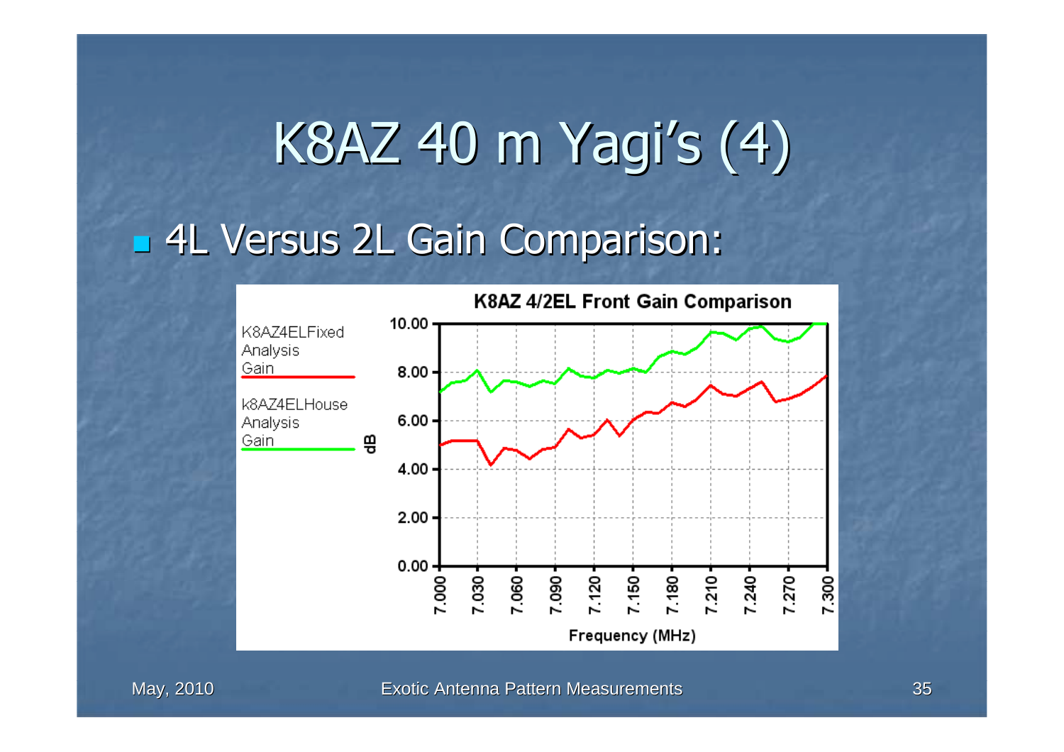# K8AZ 40 m Yagi's (4)

- 4L Versus 2L Gain Comparison:

**K8AZ 4/2EL Front Gain Comparison**

K8AZ4ELFixed Analysis Gain

k8AZ4ELHouse Analysis Gain

dB: 0.00, 2.00, 4.00, 6.00, 8.00, 10.00

Frequency (MHz): 7.000, 7.030, 7.060, 7.090, 7.120, 7.150, 7.180, 7.210, 7.240, 7.270, 7.300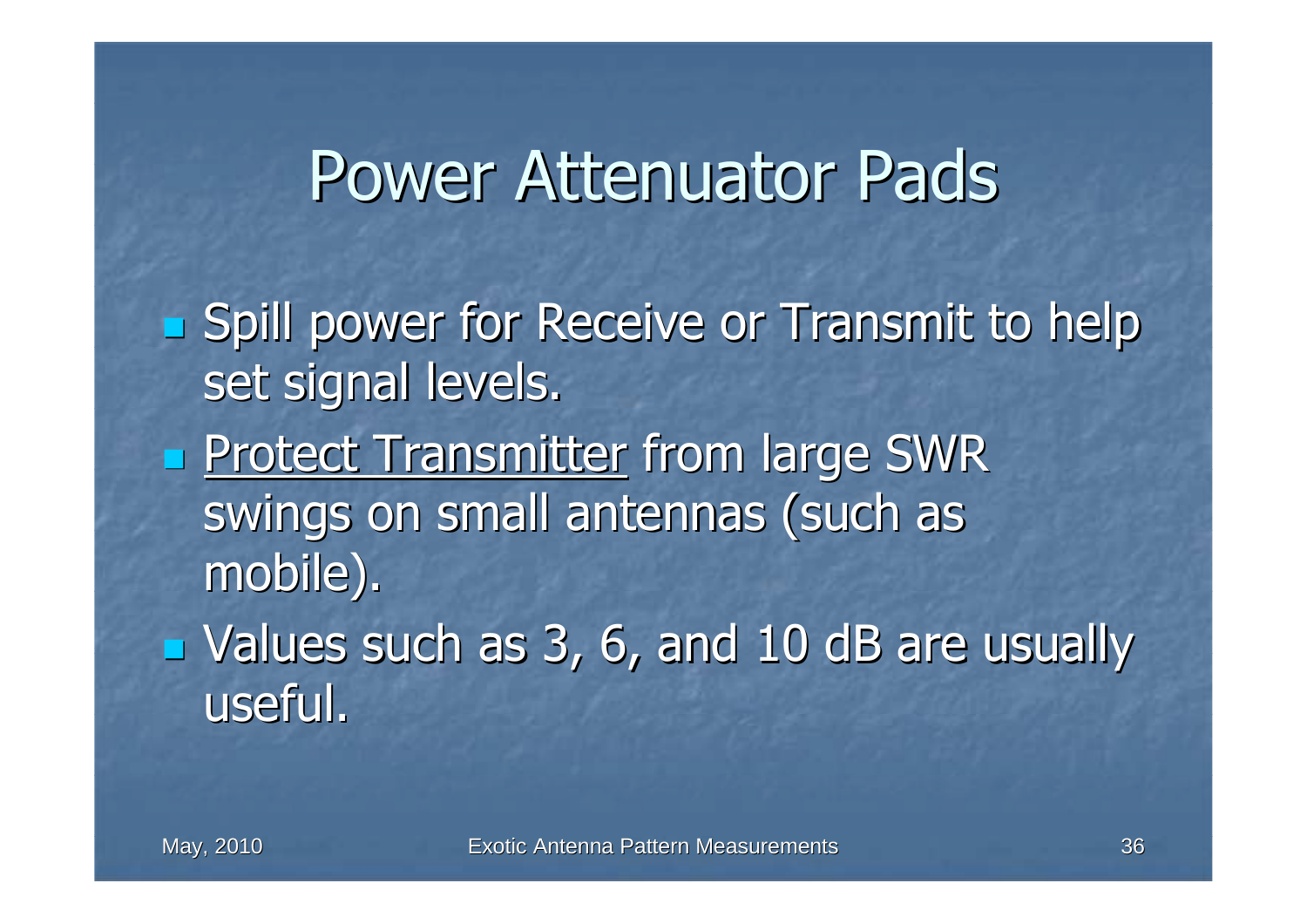# Power Attenuator Pads

- Spill power for Receive or Transmit to help set signal levels.
- <u>Protect Transmitter</u> from large SWR swings on small antennas (such as mobile).
- Values such as 3, 6, and 10 dB are usually useful.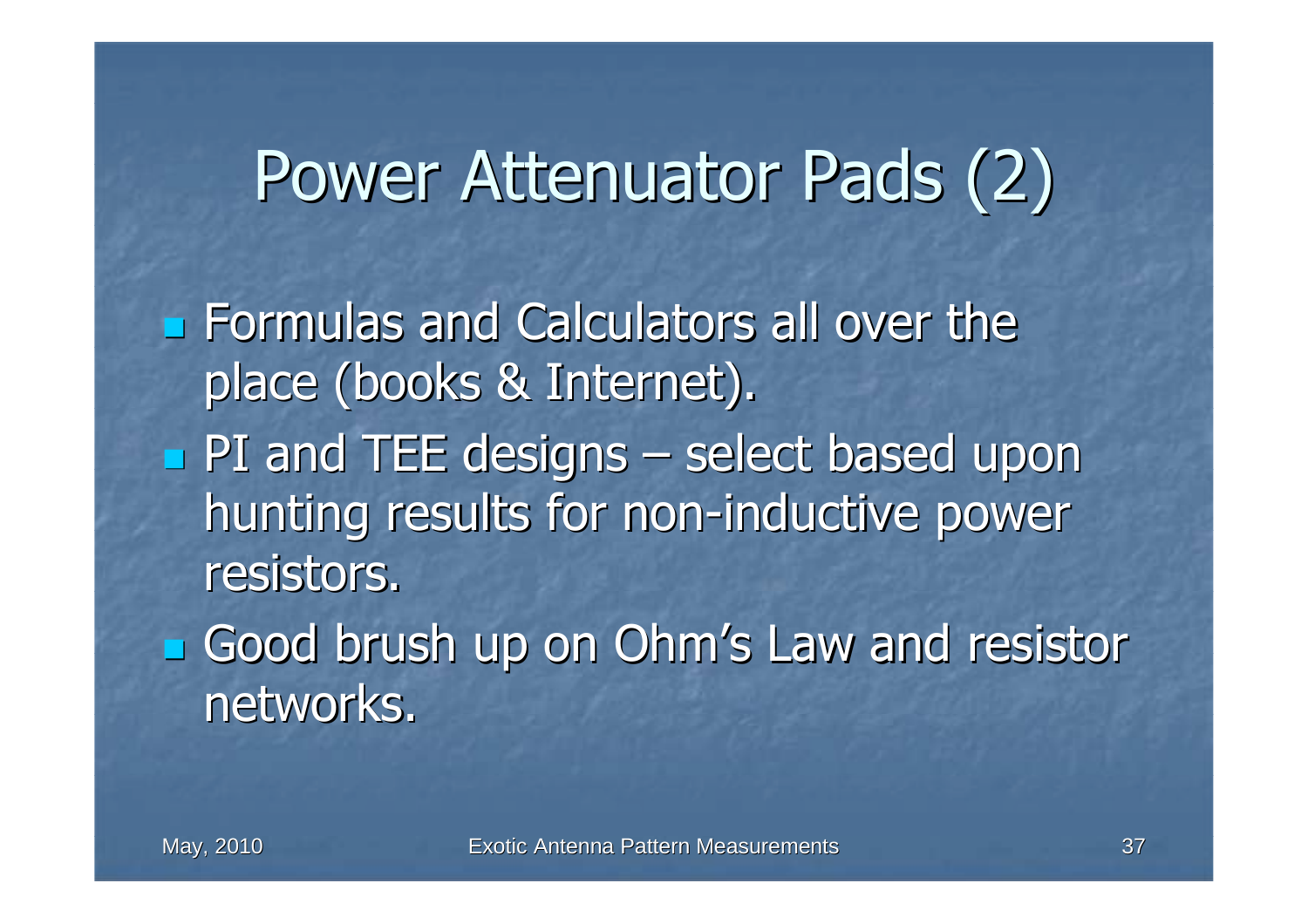# Power Attenuator Pads (2)

- Formulas and Calculators all over the place (books & Internet).
- PI and TEE designs – select based upon hunting results for non-inductive power resistors.
- Good brush up on Ohm's Law and resistor networks.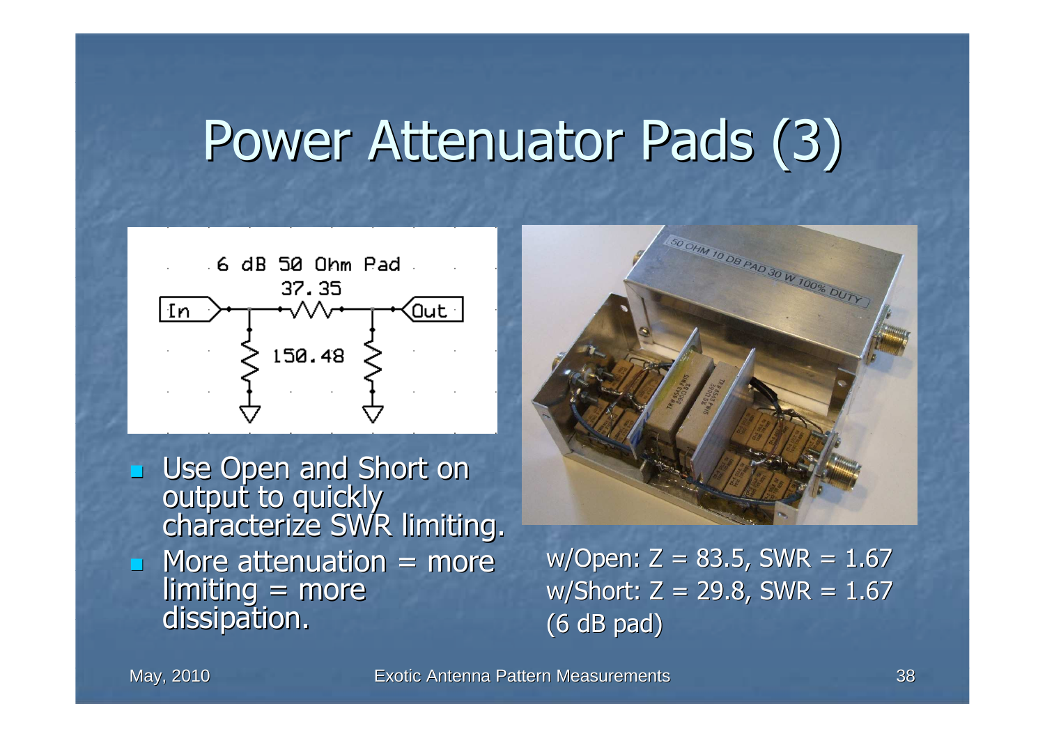# Power Attenuator Pads (3)

6 dB 50 Ohm Pad

37.35

In

Out

150.48

- Use Open and Short on output to quickly characterize SWR limiting.
- More attenuation = more limiting = more dissipation.

50 OHM 10 DB PAD 30 W 100% DUTY

w/Open: Z = 83.5, SWR = 1.67
w/Short: Z = 29.8, SWR = 1.67
(6 dB pad)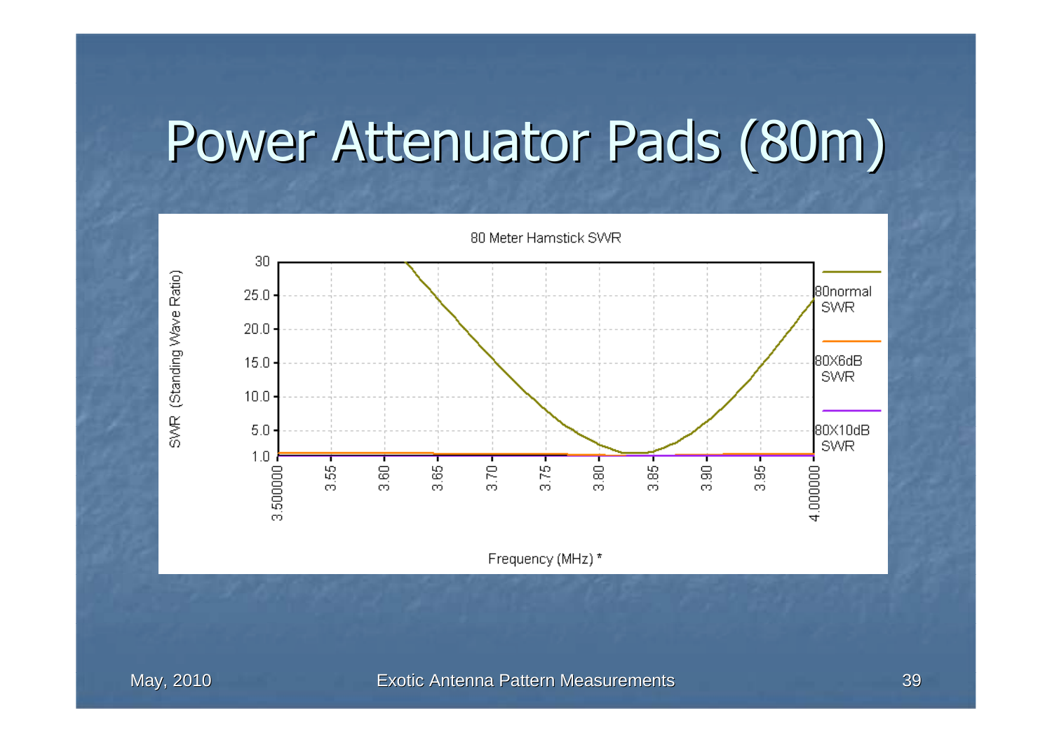# Power Attenuator Pads (80m)

80 Meter Hamstick SWR

SWR (Standing Wave Ratio)

30, 25.0, 20.0, 15.0, 10.0, 5.0, 1.0

3.500000, 3.55, 3.60, 3.65, 3.70, 3.75, 3.80, 3.85, 3.90, 3.95, 4.000000

Frequency (MHz) *

80normal SWR

80X6dB SWR

80X10dB SWR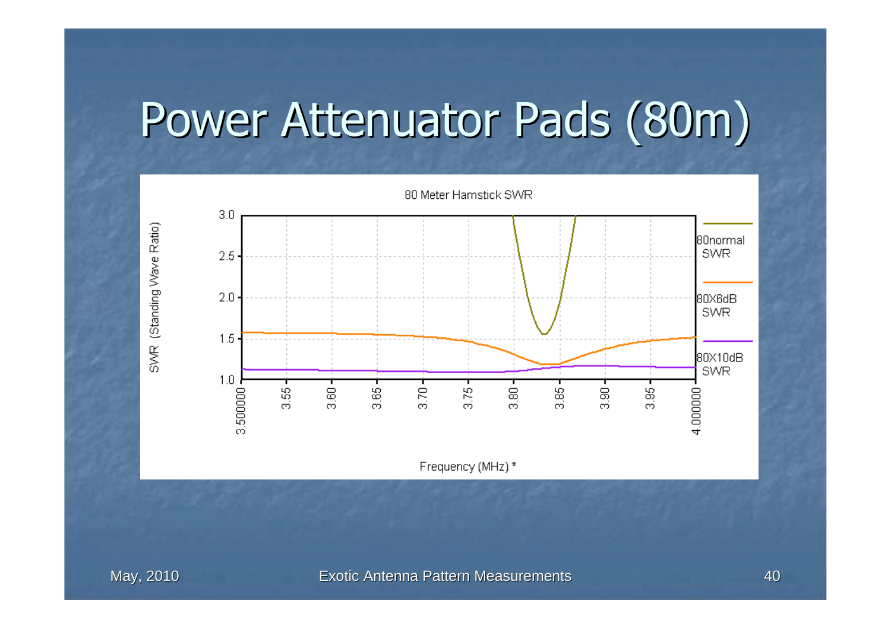# Power Attenuator Pads (80m)

80 Meter Hamstick SWR

SWR (Standing Wave Ratio)

Frequency (MHz) *

80normal SWR

80X6dB SWR

80X10dB SWR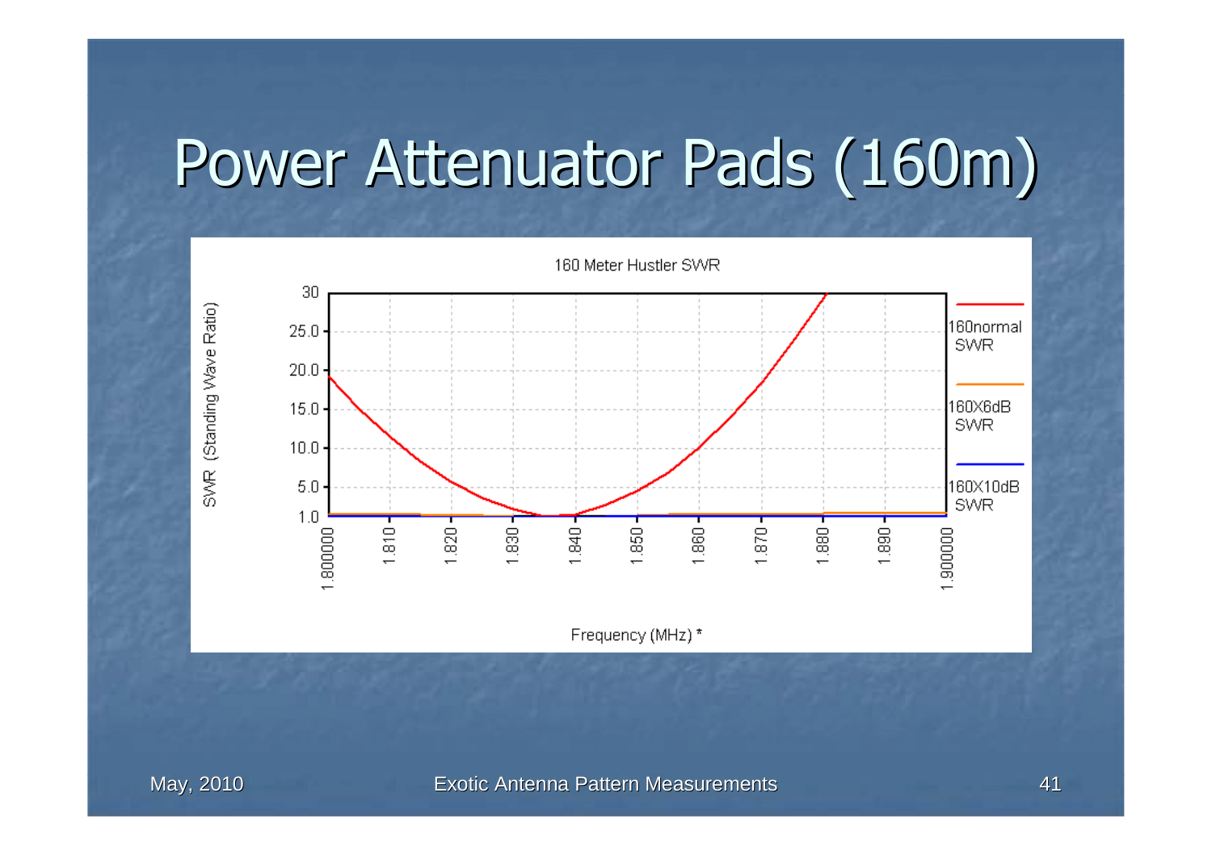# Power Attenuator Pads (160m)

160 Meter Hustler SWR

SWR (Standing Wave Ratio)

30
25.0
20.0
15.0
10.0
5.0
1.0

1.800000 1.810 1.820 1.830 1.840 1.850 1.860 1.870 1.880 1.890 1.900000

Frequency (MHz) *

160normal SWR

160X6dB SWR

160X10dB SWR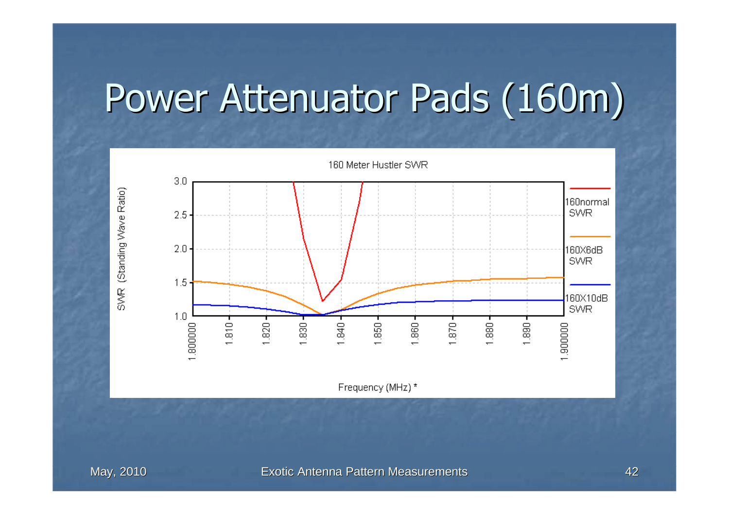# Power Attenuator Pads (160m)

160 Meter Hustler SWR

SWR (Standing Wave Ratio)

Frequency (MHz) *

160normal SWR

160X6dB SWR

160X10dB SWR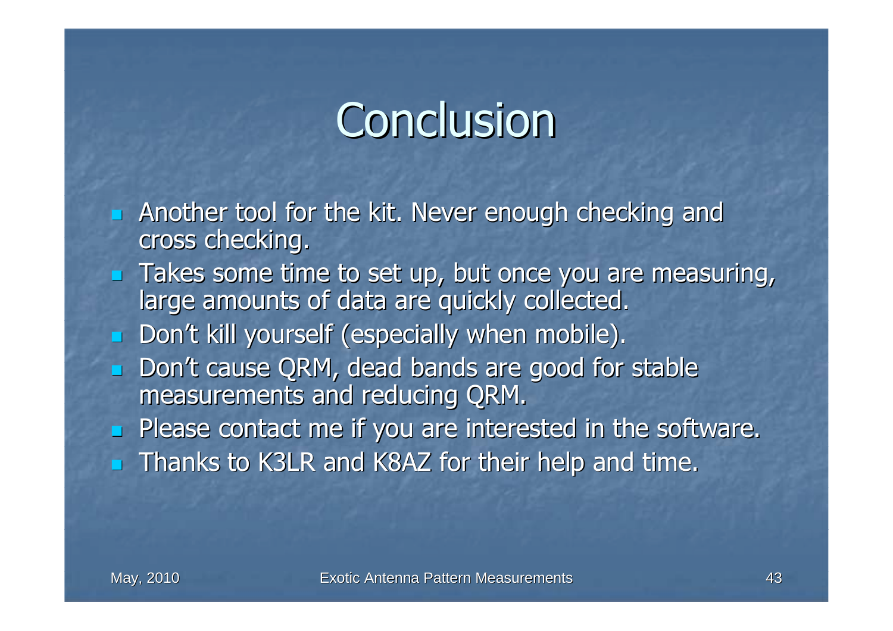# Conclusion

- Another tool for the kit. Never enough checking and cross checking.
- Takes some time to set up, but once you are measuring, large amounts of data are quickly collected.
- Don't kill yourself (especially when mobile).
- Don't cause QRM, dead bands are good for stable measurements and reducing QRM.
- Please contact me if you are interested in the software.
- Thanks to K3LR and K8AZ for their help and time.